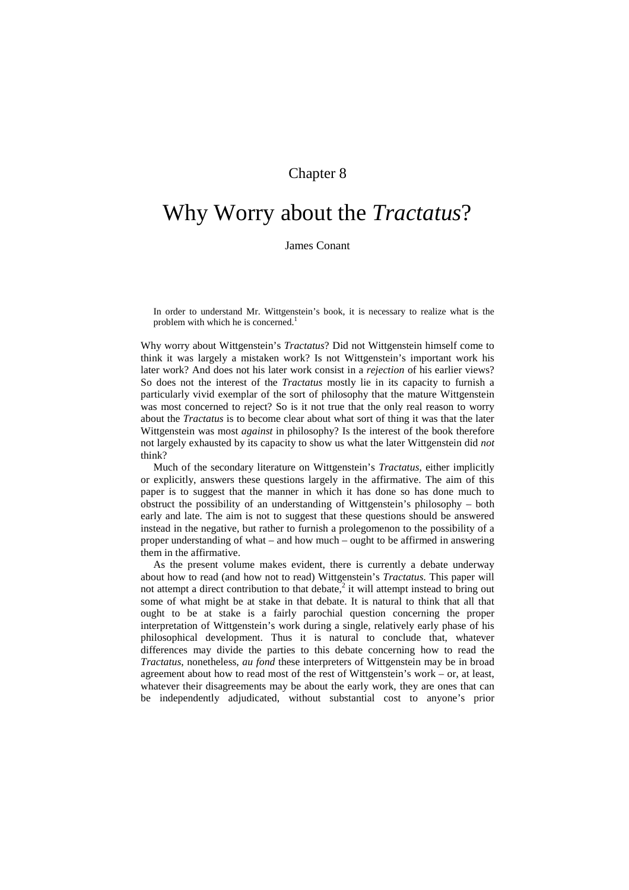Chapter 8

# Why Worry about the *Tractatus*?

James Conant

> In order to understand Mr. Wittgenstein's book, it is necessary to realize what is the problem with which he is concerned.[1]

Why worry about Wittgenstein's *Tractatus*? Did not Wittgenstein himself come to think it was largely a mistaken work? Is not Wittgenstein's important work his later work? And does not his later work consist in a *rejection* of his earlier views? So does not the interest of the *Tractatus* mostly lie in its capacity to furnish a particularly vivid exemplar of the sort of philosophy that the mature Wittgenstein was most concerned to reject? So is it not true that the only real reason to worry about the *Tractatus* is to become clear about what sort of thing it was that the later Wittgenstein was most *against* in philosophy? Is the interest of the book therefore not largely exhausted by its capacity to show us what the later Wittgenstein did *not* think?

Much of the secondary literature on Wittgenstein's *Tractatus*, either implicitly or explicitly, answers these questions largely in the affirmative. The aim of this paper is to suggest that the manner in which it has done so has done much to obstruct the possibility of an understanding of Wittgenstein's philosophy – both early and late. The aim is not to suggest that these questions should be answered instead in the negative, but rather to furnish a prolegomenon to the possibility of a proper understanding of what – and how much – ought to be affirmed in answering them in the affirmative.

As the present volume makes evident, there is currently a debate underway about how to read (and how not to read) Wittgenstein's *Tractatus*. This paper will not attempt a direct contribution to that debate,[2] it will attempt instead to bring out some of what might be at stake in that debate. It is natural to think that all that ought to be at stake is a fairly parochial question concerning the proper interpretation of Wittgenstein's work during a single, relatively early phase of his philosophical development. Thus it is natural to conclude that, whatever differences may divide the parties to this debate concerning how to read the *Tractatus*, nonetheless, *au fond* these interpreters of Wittgenstein may be in broad agreement about how to read most of the rest of Wittgenstein's work – or, at least, whatever their disagreements may be about the early work, they are ones that can be independently adjudicated, without substantial cost to anyone's prior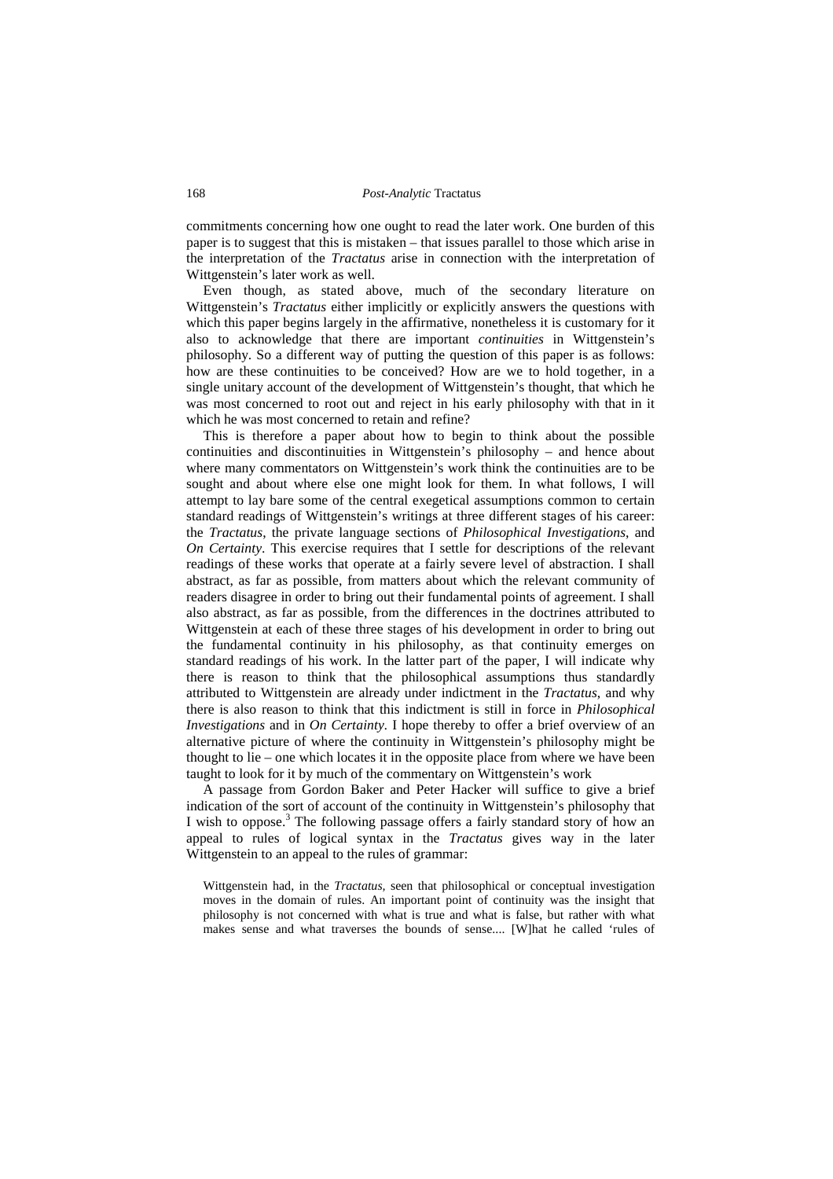commitments concerning how one ought to read the later work. One burden of this paper is to suggest that this is mistaken – that issues parallel to those which arise in the interpretation of the *Tractatus* arise in connection with the interpretation of Wittgenstein's later work as well.

Even though, as stated above, much of the secondary literature on Wittgenstein's *Tractatus* either implicitly or explicitly answers the questions with which this paper begins largely in the affirmative, nonetheless it is customary for it also to acknowledge that there are important *continuities* in Wittgenstein's philosophy. So a different way of putting the question of this paper is as follows: how are these continuities to be conceived? How are we to hold together, in a single unitary account of the development of Wittgenstein's thought, that which he was most concerned to root out and reject in his early philosophy with that in it which he was most concerned to retain and refine?

This is therefore a paper about how to begin to think about the possible continuities and discontinuities in Wittgenstein's philosophy – and hence about where many commentators on Wittgenstein's work think the continuities are to be sought and about where else one might look for them. In what follows, I will attempt to lay bare some of the central exegetical assumptions common to certain standard readings of Wittgenstein's writings at three different stages of his career: the *Tractatus*, the private language sections of *Philosophical Investigations*, and *On Certainty*. This exercise requires that I settle for descriptions of the relevant readings of these works that operate at a fairly severe level of abstraction. I shall abstract, as far as possible, from matters about which the relevant community of readers disagree in order to bring out their fundamental points of agreement. I shall also abstract, as far as possible, from the differences in the doctrines attributed to Wittgenstein at each of these three stages of his development in order to bring out the fundamental continuity in his philosophy, as that continuity emerges on standard readings of his work. In the latter part of the paper, I will indicate why there is reason to think that the philosophical assumptions thus standardly attributed to Wittgenstein are already under indictment in the *Tractatus*, and why there is also reason to think that this indictment is still in force in *Philosophical Investigations* and in *On Certainty*. I hope thereby to offer a brief overview of an alternative picture of where the continuity in Wittgenstein's philosophy might be thought to lie – one which locates it in the opposite place from where we have been taught to look for it by much of the commentary on Wittgenstein's work

A passage from Gordon Baker and Peter Hacker will suffice to give a brief indication of the sort of account of the continuity in Wittgenstein's philosophy that I wish to oppose.[3] The following passage offers a fairly standard story of how an appeal to rules of logical syntax in the *Tractatus* gives way in the later Wittgenstein to an appeal to the rules of grammar:

> Wittgenstein had, in the *Tractatus*, seen that philosophical or conceptual investigation moves in the domain of rules. An important point of continuity was the insight that philosophy is not concerned with what is true and what is false, but rather with what makes sense and what traverses the bounds of sense.... [W]hat he called 'rules of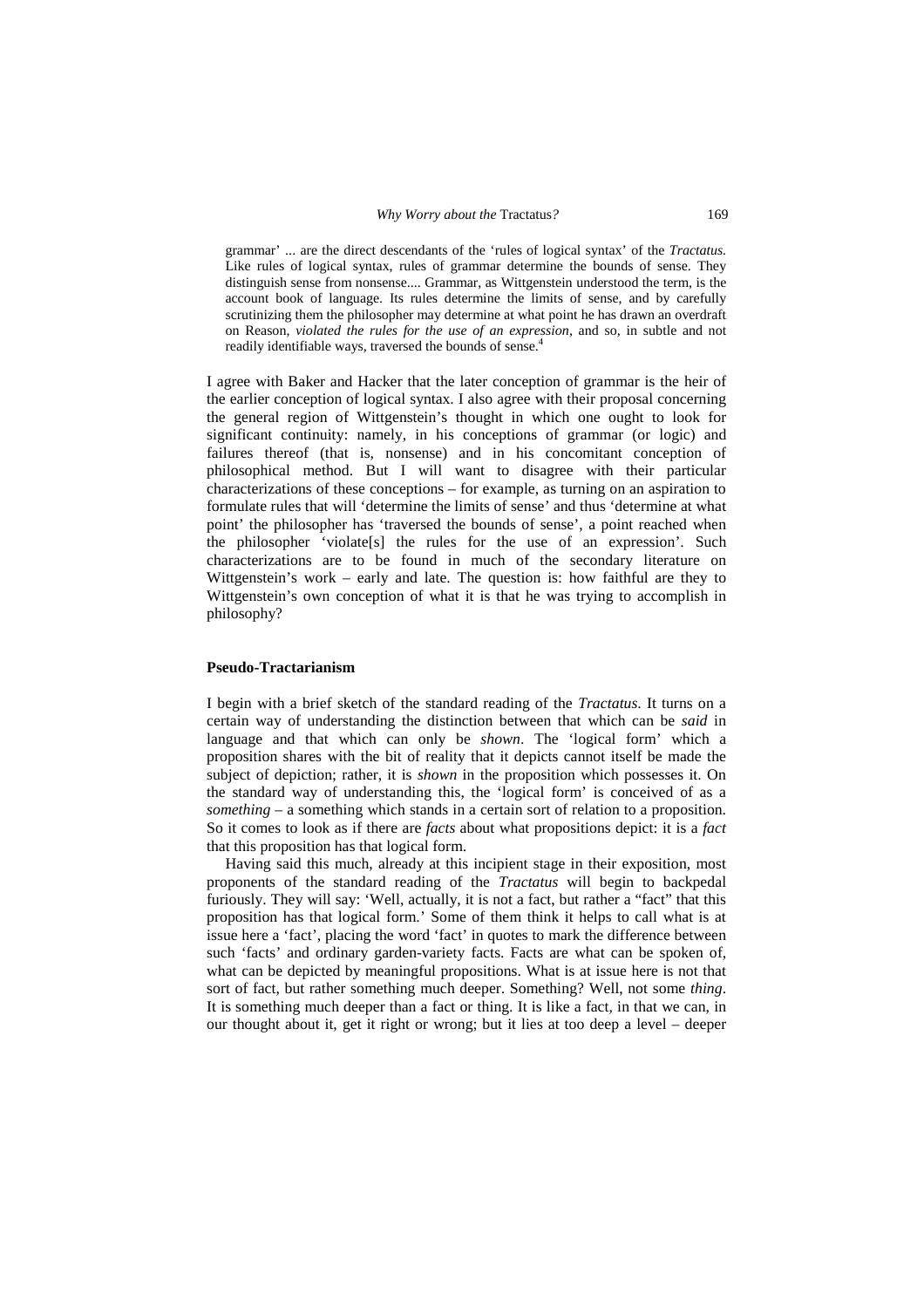> grammar' ... are the direct descendants of the 'rules of logical syntax' of the *Tractatus.* Like rules of logical syntax, rules of grammar determine the bounds of sense. They distinguish sense from nonsense.... Grammar, as Wittgenstein understood the term, is the account book of language. Its rules determine the limits of sense, and by carefully scrutinizing them the philosopher may determine at what point he has drawn an overdraft on Reason, *violated the rules for the use of an expression*, and so, in subtle and not readily identifiable ways, traversed the bounds of sense.[4]

I agree with Baker and Hacker that the later conception of grammar is the heir of the earlier conception of logical syntax. I also agree with their proposal concerning the general region of Wittgenstein's thought in which one ought to look for significant continuity: namely, in his conceptions of grammar (or logic) and failures thereof (that is, nonsense) and in his concomitant conception of philosophical method. But I will want to disagree with their particular characterizations of these conceptions – for example, as turning on an aspiration to formulate rules that will 'determine the limits of sense' and thus 'determine at what point' the philosopher has 'traversed the bounds of sense', a point reached when the philosopher 'violate[s] the rules for the use of an expression'. Such characterizations are to be found in much of the secondary literature on Wittgenstein's work – early and late. The question is: how faithful are they to Wittgenstein's own conception of what it is that he was trying to accomplish in philosophy?

## Pseudo-Tractarianism

I begin with a brief sketch of the standard reading of the *Tractatus*. It turns on a certain way of understanding the distinction between that which can be *said* in language and that which can only be *shown*. The 'logical form' which a proposition shares with the bit of reality that it depicts cannot itself be made the subject of depiction; rather, it is *shown* in the proposition which possesses it. On the standard way of understanding this, the 'logical form' is conceived of as a *something* – a something which stands in a certain sort of relation to a proposition. So it comes to look as if there are *facts* about what propositions depict: it is a *fact* that this proposition has that logical form.

Having said this much, already at this incipient stage in their exposition, most proponents of the standard reading of the *Tractatus* will begin to backpedal furiously. They will say: 'Well, actually, it is not a fact, but rather a "fact" that this proposition has that logical form.' Some of them think it helps to call what is at issue here a 'fact', placing the word 'fact' in quotes to mark the difference between such 'facts' and ordinary garden-variety facts. Facts are what can be spoken of, what can be depicted by meaningful propositions. What is at issue here is not that sort of fact, but rather something much deeper. Something? Well, not some *thing*. It is something much deeper than a fact or thing. It is like a fact, in that we can, in our thought about it, get it right or wrong; but it lies at too deep a level – deeper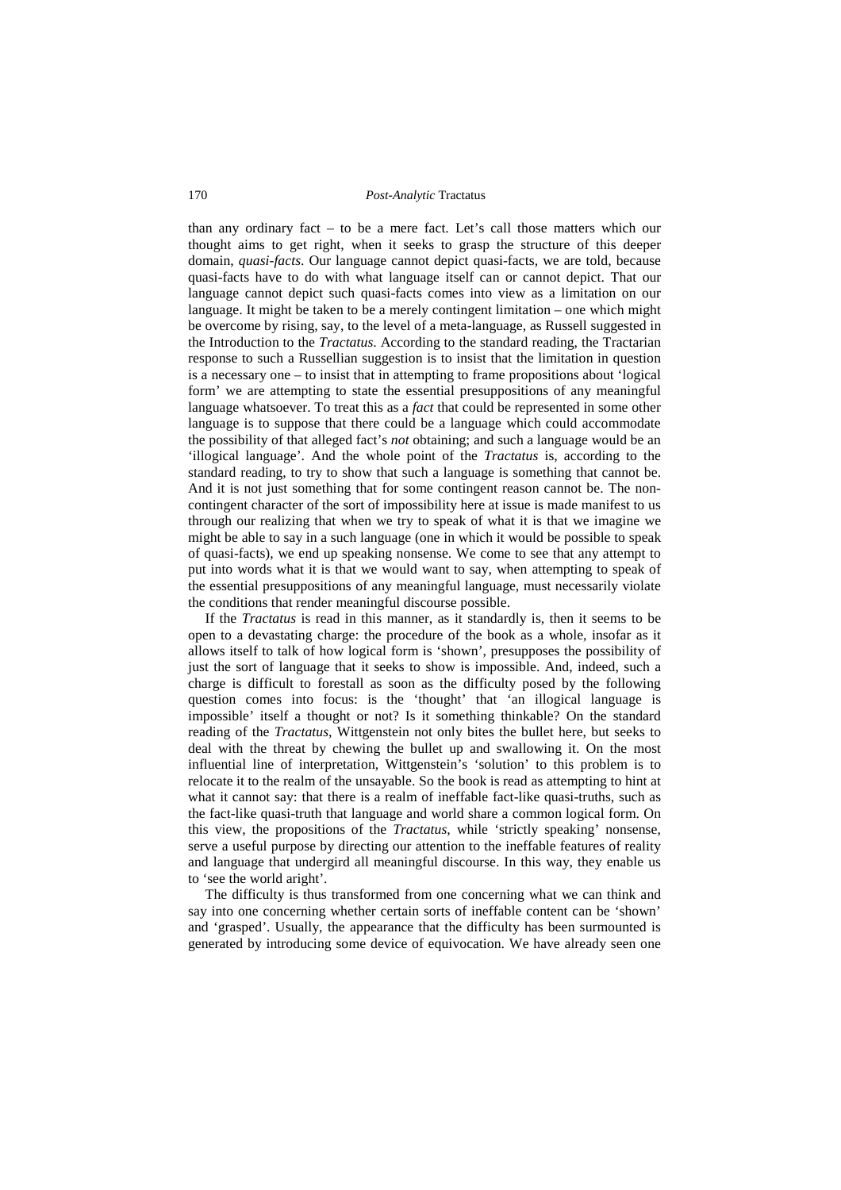than any ordinary fact – to be a mere fact. Let's call those matters which our thought aims to get right, when it seeks to grasp the structure of this deeper domain, *quasi-facts*. Our language cannot depict quasi-facts, we are told, because quasi-facts have to do with what language itself can or cannot depict. That our language cannot depict such quasi-facts comes into view as a limitation on our language. It might be taken to be a merely contingent limitation – one which might be overcome by rising, say, to the level of a meta-language, as Russell suggested in the Introduction to the *Tractatus*. According to the standard reading, the Tractarian response to such a Russellian suggestion is to insist that the limitation in question is a necessary one – to insist that in attempting to frame propositions about 'logical form' we are attempting to state the essential presuppositions of any meaningful language whatsoever. To treat this as a *fact* that could be represented in some other language is to suppose that there could be a language which could accommodate the possibility of that alleged fact's *not* obtaining; and such a language would be an 'illogical language'. And the whole point of the *Tractatus* is, according to the standard reading, to try to show that such a language is something that cannot be. And it is not just something that for some contingent reason cannot be. The non-contingent character of the sort of impossibility here at issue is made manifest to us through our realizing that when we try to speak of what it is that we imagine we might be able to say in a such language (one in which it would be possible to speak of quasi-facts), we end up speaking nonsense. We come to see that any attempt to put into words what it is that we would want to say, when attempting to speak of the essential presuppositions of any meaningful language, must necessarily violate the conditions that render meaningful discourse possible.

If the *Tractatus* is read in this manner, as it standardly is, then it seems to be open to a devastating charge: the procedure of the book as a whole, insofar as it allows itself to talk of how logical form is 'shown', presupposes the possibility of just the sort of language that it seeks to show is impossible. And, indeed, such a charge is difficult to forestall as soon as the difficulty posed by the following question comes into focus: is the 'thought' that 'an illogical language is impossible' itself a thought or not? Is it something thinkable? On the standard reading of the *Tractatus*, Wittgenstein not only bites the bullet here, but seeks to deal with the threat by chewing the bullet up and swallowing it. On the most influential line of interpretation, Wittgenstein's 'solution' to this problem is to relocate it to the realm of the unsayable. So the book is read as attempting to hint at what it cannot say: that there is a realm of ineffable fact-like quasi-truths, such as the fact-like quasi-truth that language and world share a common logical form. On this view, the propositions of the *Tractatus*, while 'strictly speaking' nonsense, serve a useful purpose by directing our attention to the ineffable features of reality and language that undergird all meaningful discourse. In this way, they enable us to 'see the world aright'.

The difficulty is thus transformed from one concerning what we can think and say into one concerning whether certain sorts of ineffable content can be 'shown' and 'grasped'. Usually, the appearance that the difficulty has been surmounted is generated by introducing some device of equivocation. We have already seen one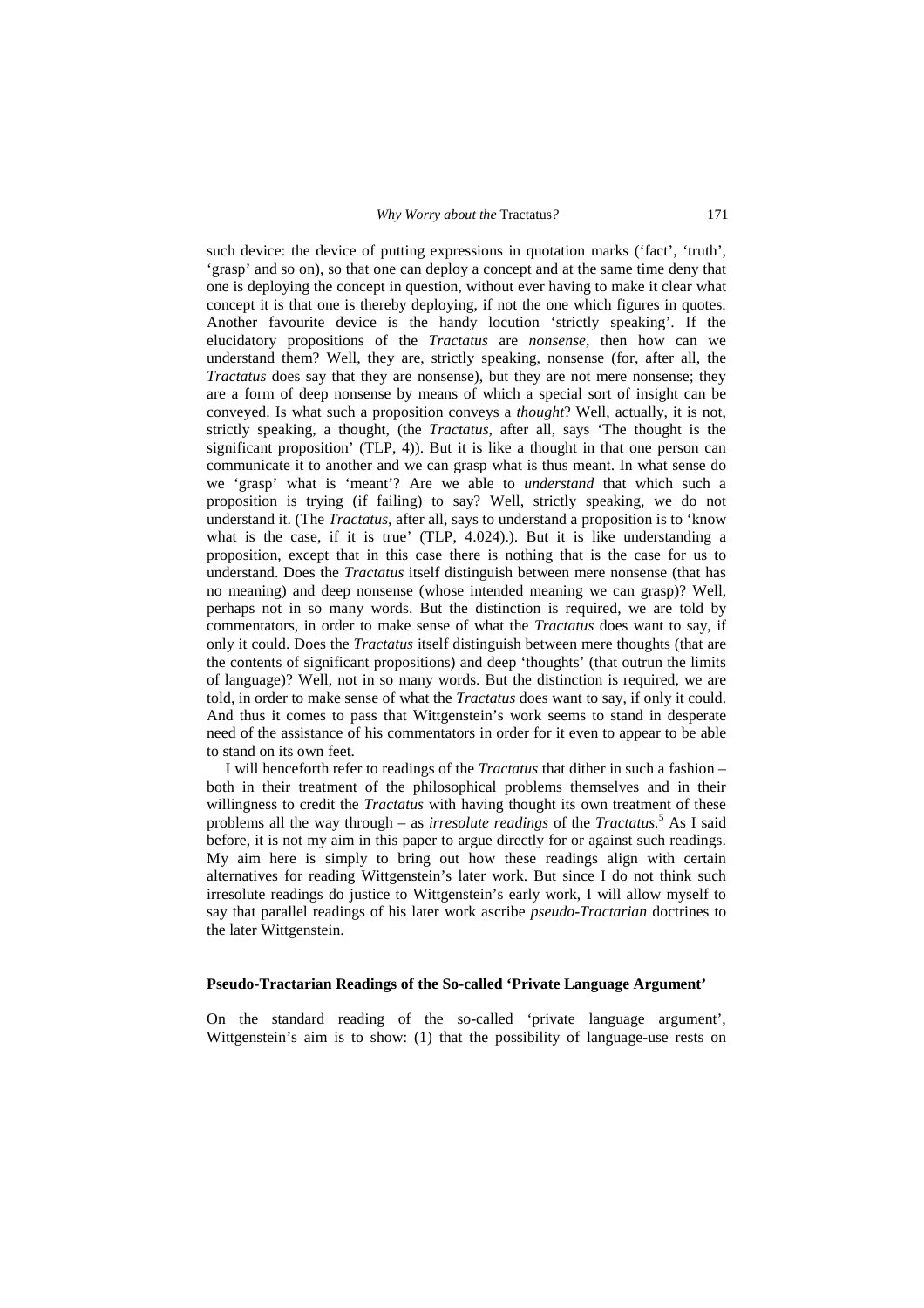such device: the device of putting expressions in quotation marks ('fact', 'truth', 'grasp' and so on), so that one can deploy a concept and at the same time deny that one is deploying the concept in question, without ever having to make it clear what concept it is that one is thereby deploying, if not the one which figures in quotes. Another favourite device is the handy locution 'strictly speaking'. If the elucidatory propositions of the *Tractatus* are *nonsense*, then how can we understand them? Well, they are, strictly speaking, nonsense (for, after all, the *Tractatus* does say that they are nonsense), but they are not mere nonsense; they are a form of deep nonsense by means of which a special sort of insight can be conveyed. Is what such a proposition conveys a *thought*? Well, actually, it is not, strictly speaking, a thought, (the *Tractatus*, after all, says 'The thought is the significant proposition' (TLP, 4)). But it is like a thought in that one person can communicate it to another and we can grasp what is thus meant. In what sense do we 'grasp' what is 'meant'? Are we able to *understand* that which such a proposition is trying (if failing) to say? Well, strictly speaking, we do not understand it. (The *Tractatus*, after all, says to understand a proposition is to 'know what is the case, if it is true' (TLP, 4.024).). But it is like understanding a proposition, except that in this case there is nothing that is the case for us to understand. Does the *Tractatus* itself distinguish between mere nonsense (that has no meaning) and deep nonsense (whose intended meaning we can grasp)? Well, perhaps not in so many words. But the distinction is required, we are told by commentators, in order to make sense of what the *Tractatus* does want to say, if only it could. Does the *Tractatus* itself distinguish between mere thoughts (that are the contents of significant propositions) and deep 'thoughts' (that outrun the limits of language)? Well, not in so many words. But the distinction is required, we are told, in order to make sense of what the *Tractatus* does want to say, if only it could. And thus it comes to pass that Wittgenstein's work seems to stand in desperate need of the assistance of his commentators in order for it even to appear to be able to stand on its own feet.

I will henceforth refer to readings of the *Tractatus* that dither in such a fashion – both in their treatment of the philosophical problems themselves and in their willingness to credit the *Tractatus* with having thought its own treatment of these problems all the way through – as *irresolute readings* of the *Tractatus*.[5] As I said before, it is not my aim in this paper to argue directly for or against such readings. My aim here is simply to bring out how these readings align with certain alternatives for reading Wittgenstein's later work. But since I do not think such irresolute readings do justice to Wittgenstein's early work, I will allow myself to say that parallel readings of his later work ascribe *pseudo-Tractarian* doctrines to the later Wittgenstein.

### Pseudo-Tractarian Readings of the So-called 'Private Language Argument'

On the standard reading of the so-called 'private language argument', Wittgenstein's aim is to show: (1) that the possibility of language-use rests on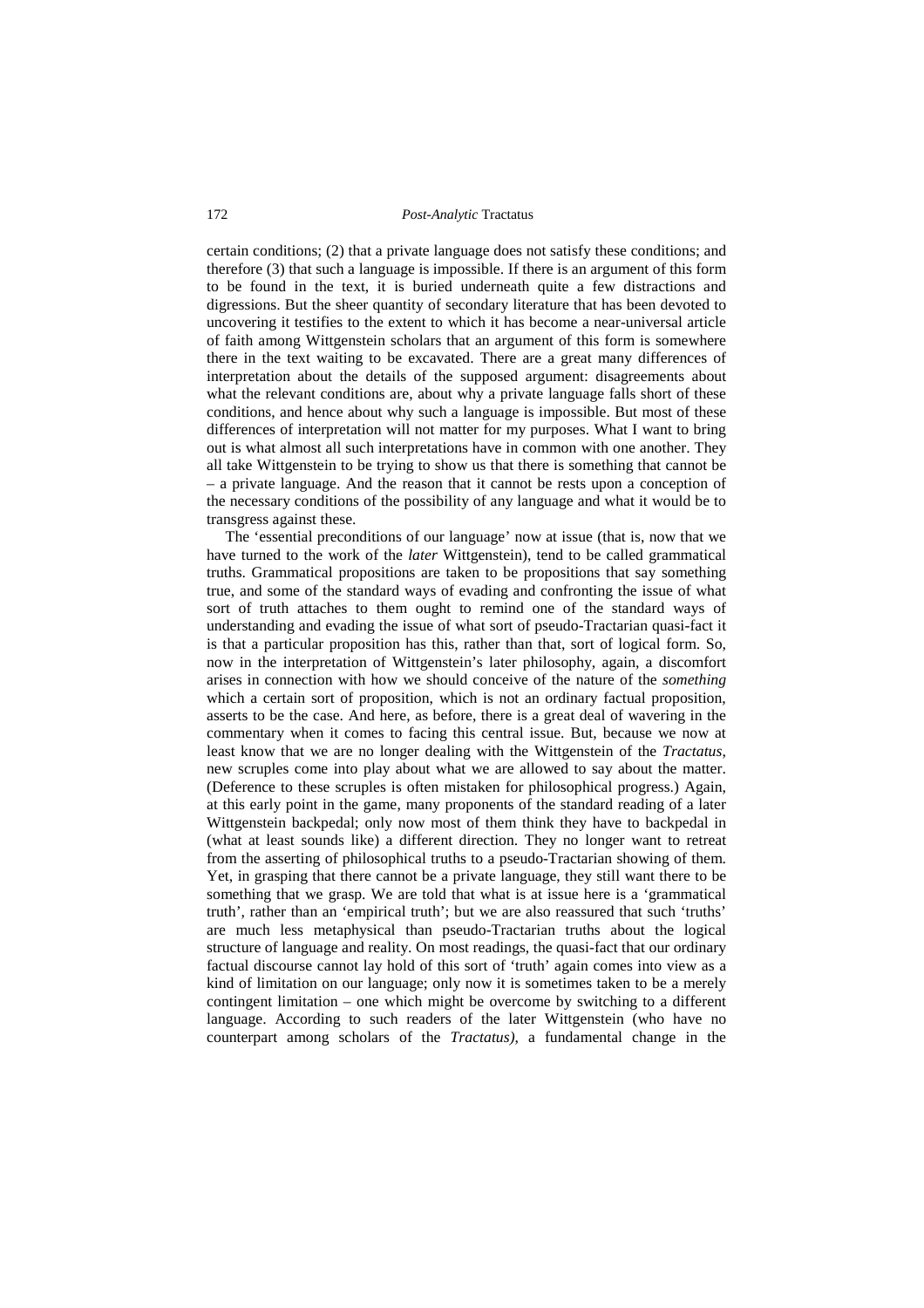certain conditions; (2) that a private language does not satisfy these conditions; and therefore (3) that such a language is impossible. If there is an argument of this form to be found in the text, it is buried underneath quite a few distractions and digressions. But the sheer quantity of secondary literature that has been devoted to uncovering it testifies to the extent to which it has become a near-universal article of faith among Wittgenstein scholars that an argument of this form is somewhere there in the text waiting to be excavated. There are a great many differences of interpretation about the details of the supposed argument: disagreements about what the relevant conditions are, about why a private language falls short of these conditions, and hence about why such a language is impossible. But most of these differences of interpretation will not matter for my purposes. What I want to bring out is what almost all such interpretations have in common with one another. They all take Wittgenstein to be trying to show us that there is something that cannot be – a private language. And the reason that it cannot be rests upon a conception of the necessary conditions of the possibility of any language and what it would be to transgress against these.

The 'essential preconditions of our language' now at issue (that is, now that we have turned to the work of the *later* Wittgenstein), tend to be called grammatical truths. Grammatical propositions are taken to be propositions that say something true, and some of the standard ways of evading and confronting the issue of what sort of truth attaches to them ought to remind one of the standard ways of understanding and evading the issue of what sort of pseudo-Tractarian quasi-fact it is that a particular proposition has this, rather than that, sort of logical form. So, now in the interpretation of Wittgenstein's later philosophy, again, a discomfort arises in connection with how we should conceive of the nature of the *something* which a certain sort of proposition, which is not an ordinary factual proposition, asserts to be the case. And here, as before, there is a great deal of wavering in the commentary when it comes to facing this central issue. But, because we now at least know that we are no longer dealing with the Wittgenstein of the *Tractatus*, new scruples come into play about what we are allowed to say about the matter. (Deference to these scruples is often mistaken for philosophical progress.) Again, at this early point in the game, many proponents of the standard reading of a later Wittgenstein backpedal; only now most of them think they have to backpedal in (what at least sounds like) a different direction. They no longer want to retreat from the asserting of philosophical truths to a pseudo-Tractarian showing of them. Yet, in grasping that there cannot be a private language, they still want there to be something that we grasp. We are told that what is at issue here is a 'grammatical truth', rather than an 'empirical truth'; but we are also reassured that such 'truths' are much less metaphysical than pseudo-Tractarian truths about the logical structure of language and reality. On most readings, the quasi-fact that our ordinary factual discourse cannot lay hold of this sort of 'truth' again comes into view as a kind of limitation on our language; only now it is sometimes taken to be a merely contingent limitation – one which might be overcome by switching to a different language. According to such readers of the later Wittgenstein (who have no counterpart among scholars of the *Tractatus)*, a fundamental change in the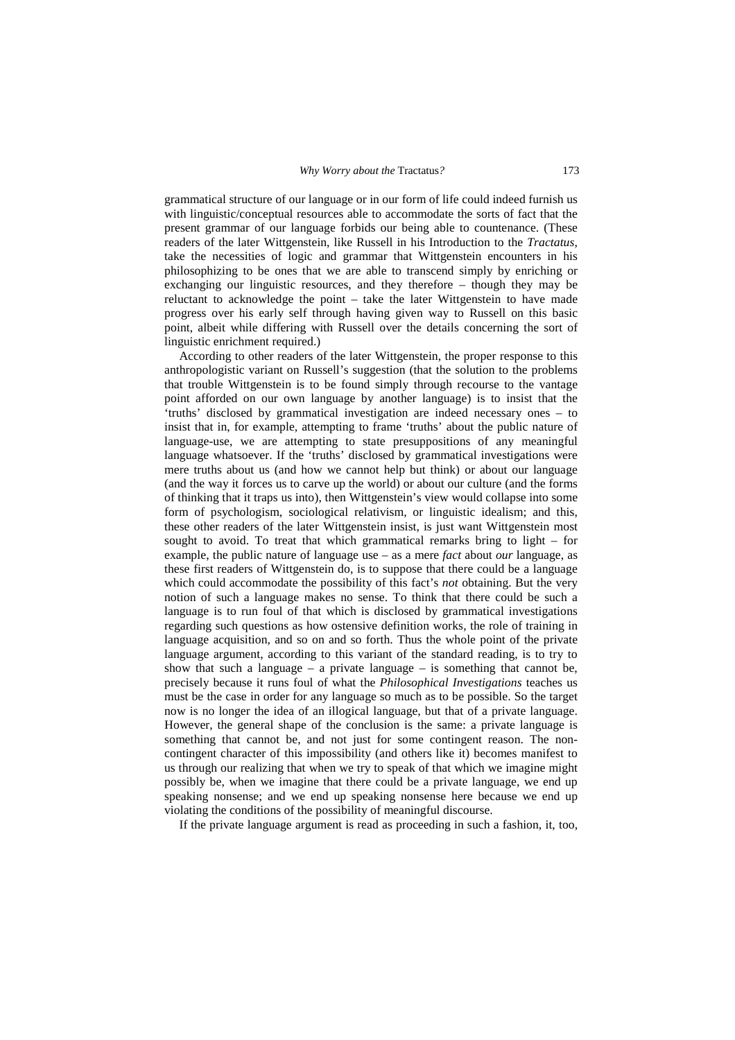grammatical structure of our language or in our form of life could indeed furnish us with linguistic/conceptual resources able to accommodate the sorts of fact that the present grammar of our language forbids our being able to countenance. (These readers of the later Wittgenstein, like Russell in his Introduction to the *Tractatus*, take the necessities of logic and grammar that Wittgenstein encounters in his philosophizing to be ones that we are able to transcend simply by enriching or exchanging our linguistic resources, and they therefore – though they may be reluctant to acknowledge the point – take the later Wittgenstein to have made progress over his early self through having given way to Russell on this basic point, albeit while differing with Russell over the details concerning the sort of linguistic enrichment required.)

According to other readers of the later Wittgenstein, the proper response to this anthropologistic variant on Russell's suggestion (that the solution to the problems that trouble Wittgenstein is to be found simply through recourse to the vantage point afforded on our own language by another language) is to insist that the 'truths' disclosed by grammatical investigation are indeed necessary ones – to insist that in, for example, attempting to frame 'truths' about the public nature of language-use, we are attempting to state presuppositions of any meaningful language whatsoever. If the 'truths' disclosed by grammatical investigations were mere truths about us (and how we cannot help but think) or about our language (and the way it forces us to carve up the world) or about our culture (and the forms of thinking that it traps us into), then Wittgenstein's view would collapse into some form of psychologism, sociological relativism, or linguistic idealism; and this, these other readers of the later Wittgenstein insist, is just want Wittgenstein most sought to avoid. To treat that which grammatical remarks bring to light – for example, the public nature of language use – as a mere *fact* about *our* language, as these first readers of Wittgenstein do, is to suppose that there could be a language which could accommodate the possibility of this fact's *not* obtaining. But the very notion of such a language makes no sense. To think that there could be such a language is to run foul of that which is disclosed by grammatical investigations regarding such questions as how ostensive definition works, the role of training in language acquisition, and so on and so forth. Thus the whole point of the private language argument, according to this variant of the standard reading, is to try to show that such a language – a private language – is something that cannot be, precisely because it runs foul of what the *Philosophical Investigations* teaches us must be the case in order for any language so much as to be possible. So the target now is no longer the idea of an illogical language, but that of a private language. However, the general shape of the conclusion is the same: a private language is something that cannot be, and not just for some contingent reason. The non-contingent character of this impossibility (and others like it) becomes manifest to us through our realizing that when we try to speak of that which we imagine might possibly be, when we imagine that there could be a private language, we end up speaking nonsense; and we end up speaking nonsense here because we end up violating the conditions of the possibility of meaningful discourse.

If the private language argument is read as proceeding in such a fashion, it, too,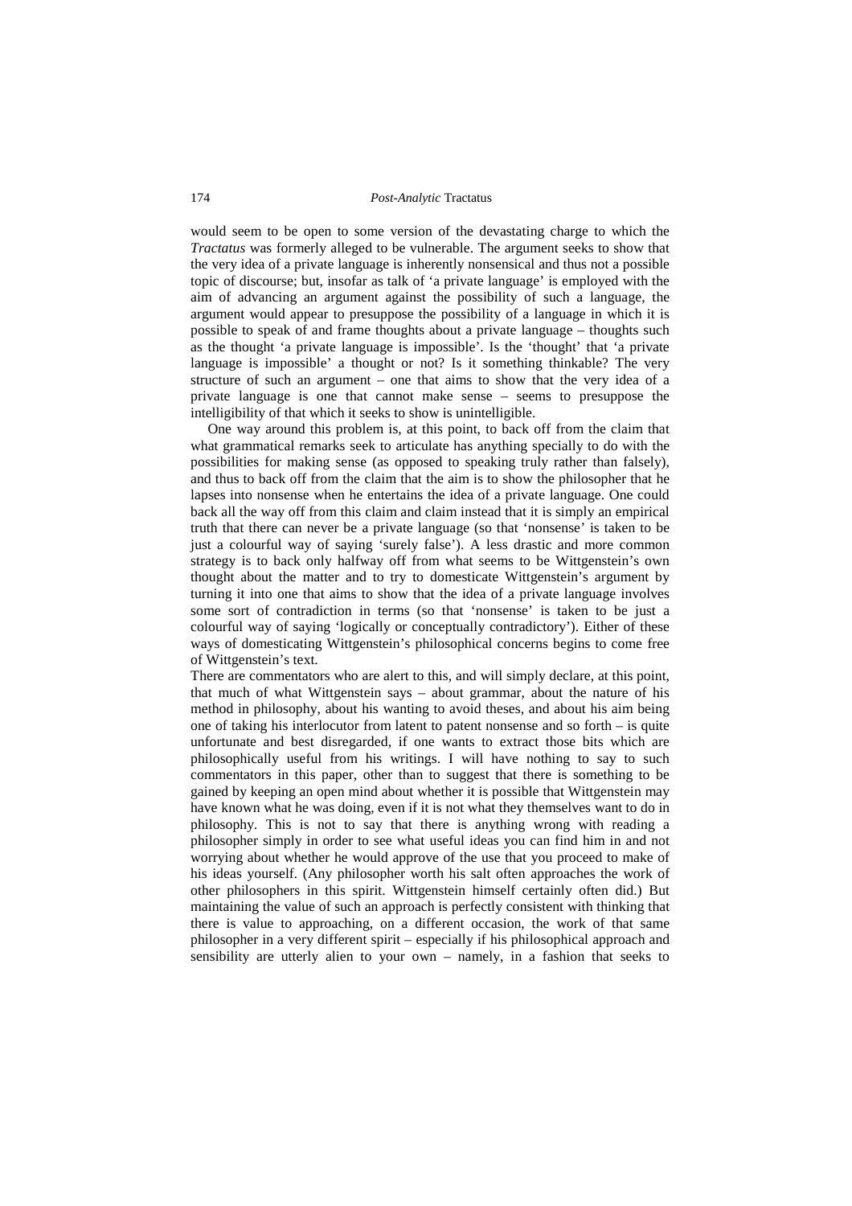would seem to be open to some version of the devastating charge to which the *Tractatus* was formerly alleged to be vulnerable. The argument seeks to show that the very idea of a private language is inherently nonsensical and thus not a possible topic of discourse; but, insofar as talk of 'a private language' is employed with the aim of advancing an argument against the possibility of such a language, the argument would appear to presuppose the possibility of a language in which it is possible to speak of and frame thoughts about a private language – thoughts such as the thought 'a private language is impossible'. Is the 'thought' that 'a private language is impossible' a thought or not? Is it something thinkable? The very structure of such an argument – one that aims to show that the very idea of a private language is one that cannot make sense – seems to presuppose the intelligibility of that which it seeks to show is unintelligible.

One way around this problem is, at this point, to back off from the claim that what grammatical remarks seek to articulate has anything specially to do with the possibilities for making sense (as opposed to speaking truly rather than falsely), and thus to back off from the claim that the aim is to show the philosopher that he lapses into nonsense when he entertains the idea of a private language. One could back all the way off from this claim and claim instead that it is simply an empirical truth that there can never be a private language (so that 'nonsense' is taken to be just a colourful way of saying 'surely false'). A less drastic and more common strategy is to back only halfway off from what seems to be Wittgenstein's own thought about the matter and to try to domesticate Wittgenstein's argument by turning it into one that aims to show that the idea of a private language involves some sort of contradiction in terms (so that 'nonsense' is taken to be just a colourful way of saying 'logically or conceptually contradictory'). Either of these ways of domesticating Wittgenstein's philosophical concerns begins to come free of Wittgenstein's text.

There are commentators who are alert to this, and will simply declare, at this point, that much of what Wittgenstein says – about grammar, about the nature of his method in philosophy, about his wanting to avoid theses, and about his aim being one of taking his interlocutor from latent to patent nonsense and so forth – is quite unfortunate and best disregarded, if one wants to extract those bits which are philosophically useful from his writings. I will have nothing to say to such commentators in this paper, other than to suggest that there is something to be gained by keeping an open mind about whether it is possible that Wittgenstein may have known what he was doing, even if it is not what they themselves want to do in philosophy. This is not to say that there is anything wrong with reading a philosopher simply in order to see what useful ideas you can find him in and not worrying about whether he would approve of the use that you proceed to make of his ideas yourself. (Any philosopher worth his salt often approaches the work of other philosophers in this spirit. Wittgenstein himself certainly often did.) But maintaining the value of such an approach is perfectly consistent with thinking that there is value to approaching, on a different occasion, the work of that same philosopher in a very different spirit – especially if his philosophical approach and sensibility are utterly alien to your own – namely, in a fashion that seeks to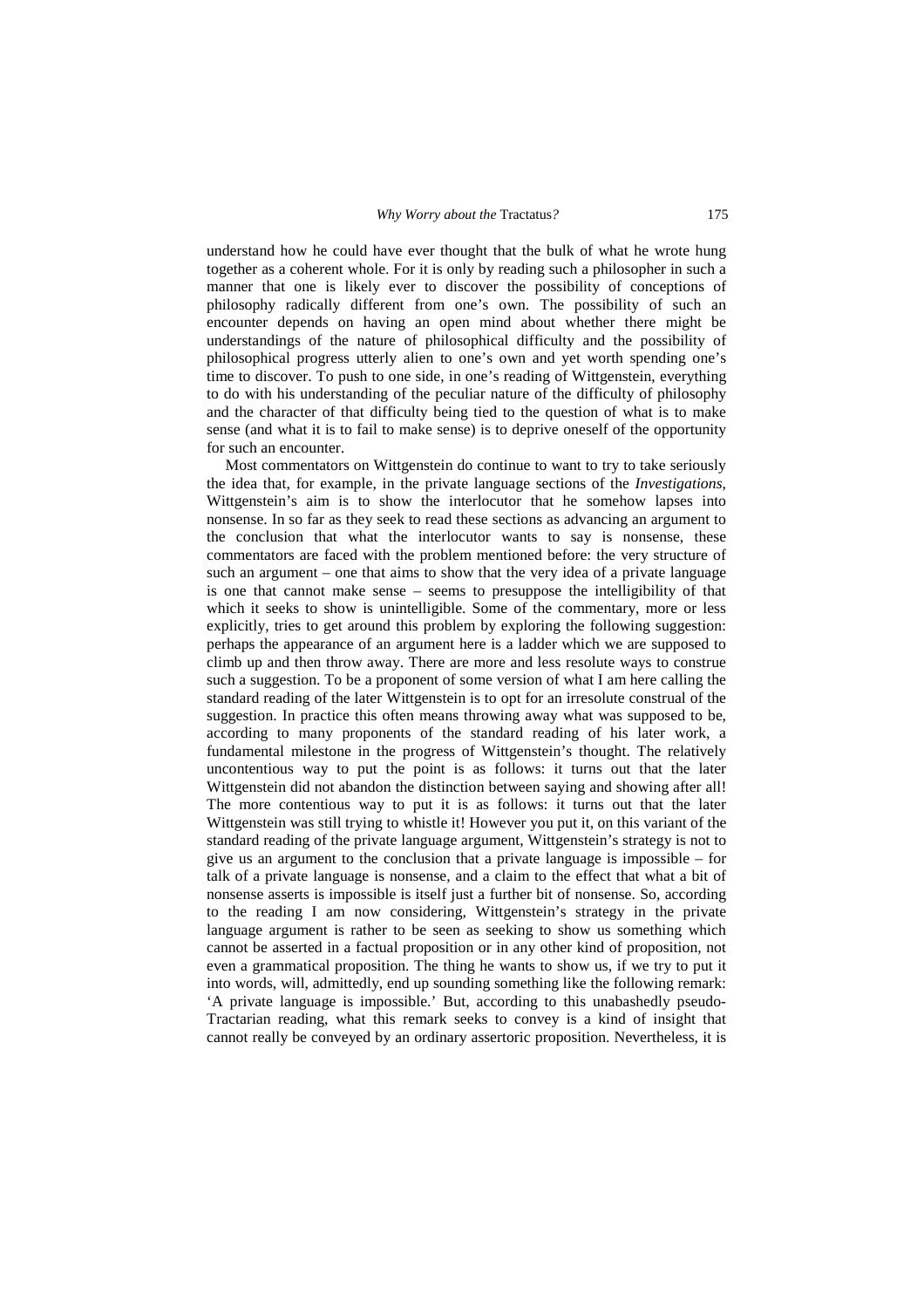understand how he could have ever thought that the bulk of what he wrote hung together as a coherent whole. For it is only by reading such a philosopher in such a manner that one is likely ever to discover the possibility of conceptions of philosophy radically different from one's own. The possibility of such an encounter depends on having an open mind about whether there might be understandings of the nature of philosophical difficulty and the possibility of philosophical progress utterly alien to one's own and yet worth spending one's time to discover. To push to one side, in one's reading of Wittgenstein, everything to do with his understanding of the peculiar nature of the difficulty of philosophy and the character of that difficulty being tied to the question of what is to make sense (and what it is to fail to make sense) is to deprive oneself of the opportunity for such an encounter.

Most commentators on Wittgenstein do continue to want to try to take seriously the idea that, for example, in the private language sections of the *Investigations*, Wittgenstein's aim is to show the interlocutor that he somehow lapses into nonsense. In so far as they seek to read these sections as advancing an argument to the conclusion that what the interlocutor wants to say is nonsense, these commentators are faced with the problem mentioned before: the very structure of such an argument – one that aims to show that the very idea of a private language is one that cannot make sense – seems to presuppose the intelligibility of that which it seeks to show is unintelligible. Some of the commentary, more or less explicitly, tries to get around this problem by exploring the following suggestion: perhaps the appearance of an argument here is a ladder which we are supposed to climb up and then throw away. There are more and less resolute ways to construe such a suggestion. To be a proponent of some version of what I am here calling the standard reading of the later Wittgenstein is to opt for an irresolute construal of the suggestion. In practice this often means throwing away what was supposed to be, according to many proponents of the standard reading of his later work, a fundamental milestone in the progress of Wittgenstein's thought. The relatively uncontentious way to put the point is as follows: it turns out that the later Wittgenstein did not abandon the distinction between saying and showing after all! The more contentious way to put it is as follows: it turns out that the later Wittgenstein was still trying to whistle it! However you put it, on this variant of the standard reading of the private language argument, Wittgenstein's strategy is not to give us an argument to the conclusion that a private language is impossible – for talk of a private language is nonsense, and a claim to the effect that what a bit of nonsense asserts is impossible is itself just a further bit of nonsense. So, according to the reading I am now considering, Wittgenstein's strategy in the private language argument is rather to be seen as seeking to show us something which cannot be asserted in a factual proposition or in any other kind of proposition, not even a grammatical proposition. The thing he wants to show us, if we try to put it into words, will, admittedly, end up sounding something like the following remark: 'A private language is impossible.' But, according to this unabashedly pseudo-Tractarian reading, what this remark seeks to convey is a kind of insight that cannot really be conveyed by an ordinary assertoric proposition. Nevertheless, it is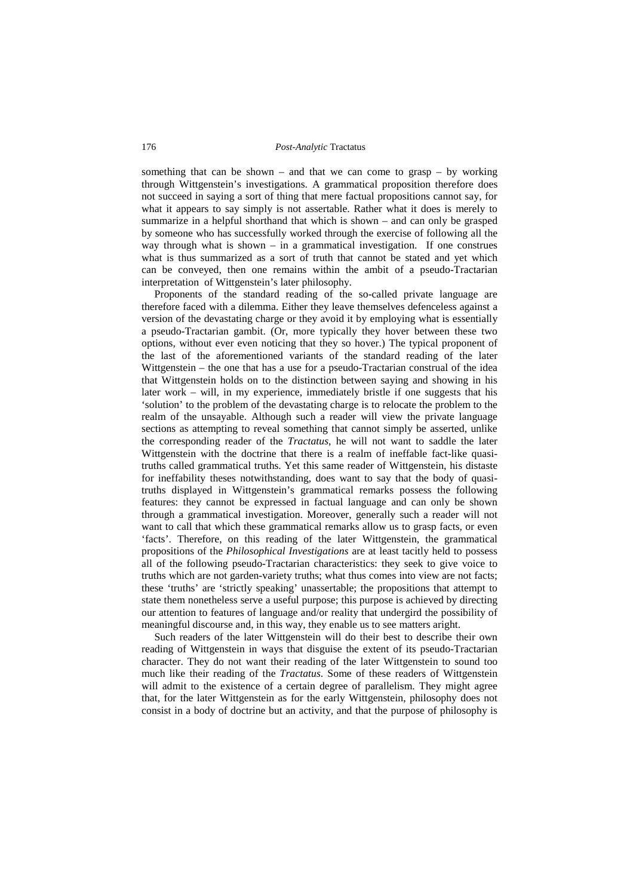something that can be shown – and that we can come to grasp – by working through Wittgenstein's investigations. A grammatical proposition therefore does not succeed in saying a sort of thing that mere factual propositions cannot say, for what it appears to say simply is not assertable. Rather what it does is merely to summarize in a helpful shorthand that which is shown – and can only be grasped by someone who has successfully worked through the exercise of following all the way through what is shown – in a grammatical investigation. If one construes what is thus summarized as a sort of truth that cannot be stated and yet which can be conveyed, then one remains within the ambit of a pseudo-Tractarian interpretation of Wittgenstein's later philosophy.

Proponents of the standard reading of the so-called private language are therefore faced with a dilemma. Either they leave themselves defenceless against a version of the devastating charge or they avoid it by employing what is essentially a pseudo-Tractarian gambit. (Or, more typically they hover between these two options, without ever even noticing that they so hover.) The typical proponent of the last of the aforementioned variants of the standard reading of the later Wittgenstein – the one that has a use for a pseudo-Tractarian construal of the idea that Wittgenstein holds on to the distinction between saying and showing in his later work – will, in my experience, immediately bristle if one suggests that his 'solution' to the problem of the devastating charge is to relocate the problem to the realm of the unsayable. Although such a reader will view the private language sections as attempting to reveal something that cannot simply be asserted, unlike the corresponding reader of the *Tractatus*, he will not want to saddle the later Wittgenstein with the doctrine that there is a realm of ineffable fact-like quasi-truths called grammatical truths. Yet this same reader of Wittgenstein, his distaste for ineffability theses notwithstanding, does want to say that the body of quasi-truths displayed in Wittgenstein's grammatical remarks possess the following features: they cannot be expressed in factual language and can only be shown through a grammatical investigation. Moreover, generally such a reader will not want to call that which these grammatical remarks allow us to grasp facts, or even 'facts'. Therefore, on this reading of the later Wittgenstein, the grammatical propositions of the *Philosophical Investigations* are at least tacitly held to possess all of the following pseudo-Tractarian characteristics: they seek to give voice to truths which are not garden-variety truths; what thus comes into view are not facts; these 'truths' are 'strictly speaking' unassertable; the propositions that attempt to state them nonetheless serve a useful purpose; this purpose is achieved by directing our attention to features of language and/or reality that undergird the possibility of meaningful discourse and, in this way, they enable us to see matters aright.

Such readers of the later Wittgenstein will do their best to describe their own reading of Wittgenstein in ways that disguise the extent of its pseudo-Tractarian character. They do not want their reading of the later Wittgenstein to sound too much like their reading of the *Tractatus*. Some of these readers of Wittgenstein will admit to the existence of a certain degree of parallelism. They might agree that, for the later Wittgenstein as for the early Wittgenstein, philosophy does not consist in a body of doctrine but an activity, and that the purpose of philosophy is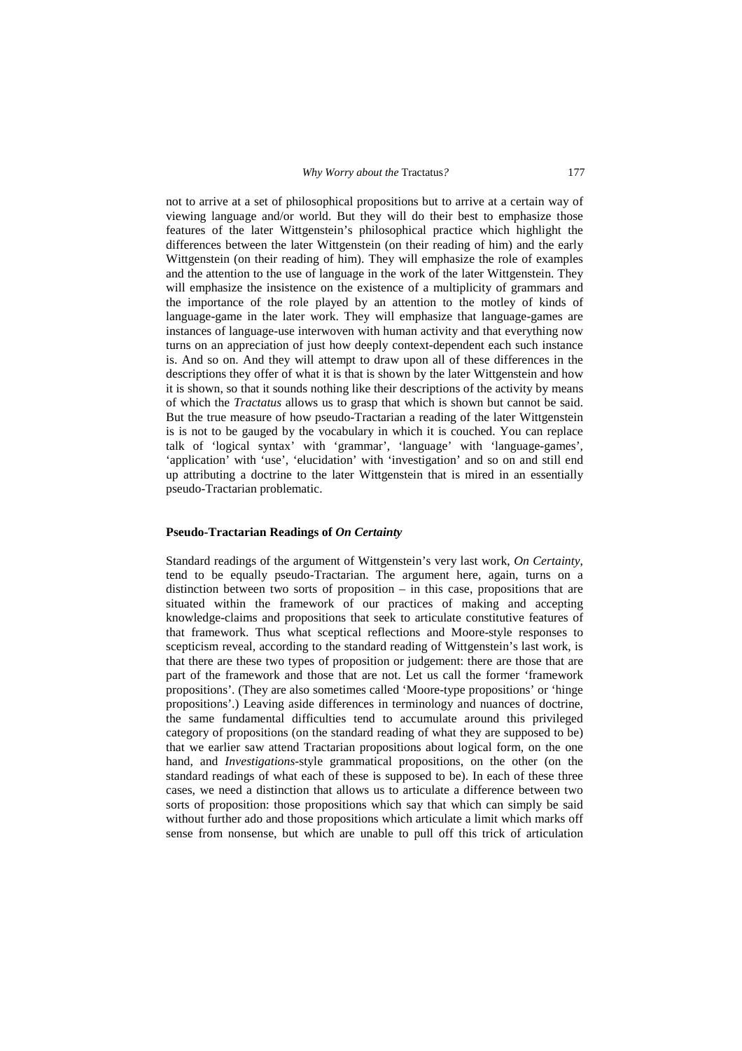not to arrive at a set of philosophical propositions but to arrive at a certain way of viewing language and/or world. But they will do their best to emphasize those features of the later Wittgenstein's philosophical practice which highlight the differences between the later Wittgenstein (on their reading of him) and the early Wittgenstein (on their reading of him). They will emphasize the role of examples and the attention to the use of language in the work of the later Wittgenstein. They will emphasize the insistence on the existence of a multiplicity of grammars and the importance of the role played by an attention to the motley of kinds of language-game in the later work. They will emphasize that language-games are instances of language-use interwoven with human activity and that everything now turns on an appreciation of just how deeply context-dependent each such instance is. And so on. And they will attempt to draw upon all of these differences in the descriptions they offer of what it is that is shown by the later Wittgenstein and how it is shown, so that it sounds nothing like their descriptions of the activity by means of which the *Tractatus* allows us to grasp that which is shown but cannot be said. But the true measure of how pseudo-Tractarian a reading of the later Wittgenstein is is not to be gauged by the vocabulary in which it is couched. You can replace talk of 'logical syntax' with 'grammar', 'language' with 'language-games', 'application' with 'use', 'elucidation' with 'investigation' and so on and still end up attributing a doctrine to the later Wittgenstein that is mired in an essentially pseudo-Tractarian problematic.

### Pseudo-Tractarian Readings of *On Certainty*

Standard readings of the argument of Wittgenstein's very last work, *On Certainty*, tend to be equally pseudo-Tractarian. The argument here, again, turns on a distinction between two sorts of proposition – in this case, propositions that are situated within the framework of our practices of making and accepting knowledge-claims and propositions that seek to articulate constitutive features of that framework. Thus what sceptical reflections and Moore-style responses to scepticism reveal, according to the standard reading of Wittgenstein's last work, is that there are these two types of proposition or judgement: there are those that are part of the framework and those that are not. Let us call the former 'framework propositions'. (They are also sometimes called 'Moore-type propositions' or 'hinge propositions'.) Leaving aside differences in terminology and nuances of doctrine, the same fundamental difficulties tend to accumulate around this privileged category of propositions (on the standard reading of what they are supposed to be) that we earlier saw attend Tractarian propositions about logical form, on the one hand, and *Investigations*-style grammatical propositions, on the other (on the standard readings of what each of these is supposed to be). In each of these three cases, we need a distinction that allows us to articulate a difference between two sorts of proposition: those propositions which say that which can simply be said without further ado and those propositions which articulate a limit which marks off sense from nonsense, but which are unable to pull off this trick of articulation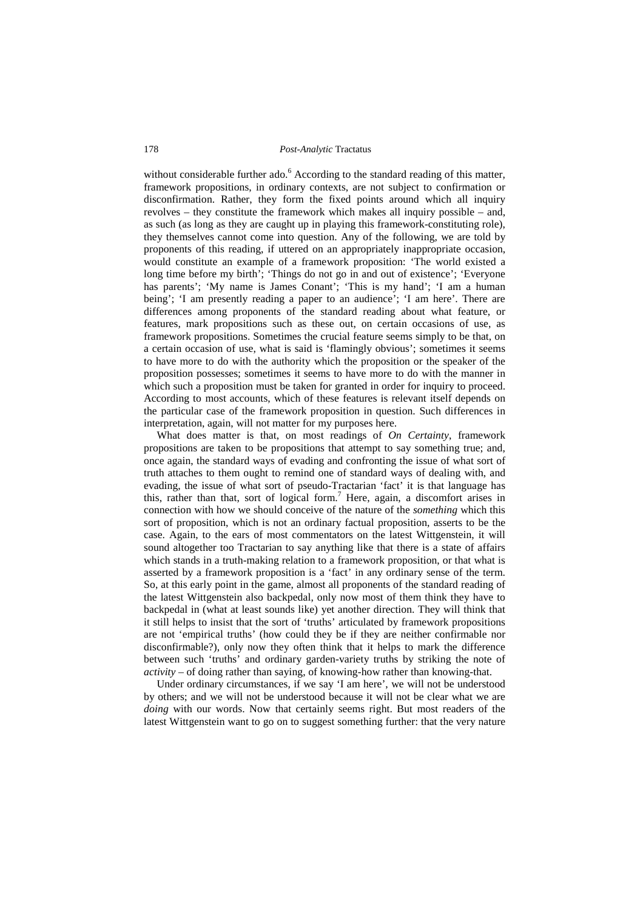without considerable further ado.[6] According to the standard reading of this matter, framework propositions, in ordinary contexts, are not subject to confirmation or disconfirmation. Rather, they form the fixed points around which all inquiry revolves – they constitute the framework which makes all inquiry possible – and, as such (as long as they are caught up in playing this framework-constituting role), they themselves cannot come into question. Any of the following, we are told by proponents of this reading, if uttered on an appropriately inappropriate occasion, would constitute an example of a framework proposition: 'The world existed a long time before my birth'; 'Things do not go in and out of existence'; 'Everyone has parents'; 'My name is James Conant'; 'This is my hand'; 'I am a human being'; 'I am presently reading a paper to an audience'; 'I am here'. There are differences among proponents of the standard reading about what feature, or features, mark propositions such as these out, on certain occasions of use, as framework propositions. Sometimes the crucial feature seems simply to be that, on a certain occasion of use, what is said is 'flamingly obvious'; sometimes it seems to have more to do with the authority which the proposition or the speaker of the proposition possesses; sometimes it seems to have more to do with the manner in which such a proposition must be taken for granted in order for inquiry to proceed. According to most accounts, which of these features is relevant itself depends on the particular case of the framework proposition in question. Such differences in interpretation, again, will not matter for my purposes here.

What does matter is that, on most readings of *On Certainty*, framework propositions are taken to be propositions that attempt to say something true; and, once again, the standard ways of evading and confronting the issue of what sort of truth attaches to them ought to remind one of standard ways of dealing with, and evading, the issue of what sort of pseudo-Tractarian 'fact' it is that language has this, rather than that, sort of logical form.[7] Here, again, a discomfort arises in connection with how we should conceive of the nature of the *something* which this sort of proposition, which is not an ordinary factual proposition, asserts to be the case. Again, to the ears of most commentators on the latest Wittgenstein, it will sound altogether too Tractarian to say anything like that there is a state of affairs which stands in a truth-making relation to a framework proposition, or that what is asserted by a framework proposition is a 'fact' in any ordinary sense of the term. So, at this early point in the game, almost all proponents of the standard reading of the latest Wittgenstein also backpedal, only now most of them think they have to backpedal in (what at least sounds like) yet another direction. They will think that it still helps to insist that the sort of 'truths' articulated by framework propositions are not 'empirical truths' (how could they be if they are neither confirmable nor disconfirmable?), only now they often think that it helps to mark the difference between such 'truths' and ordinary garden-variety truths by striking the note of *activity* – of doing rather than saying, of knowing-how rather than knowing-that.

Under ordinary circumstances, if we say 'I am here', we will not be understood by others; and we will not be understood because it will not be clear what we are *doing* with our words. Now that certainly seems right. But most readers of the latest Wittgenstein want to go on to suggest something further: that the very nature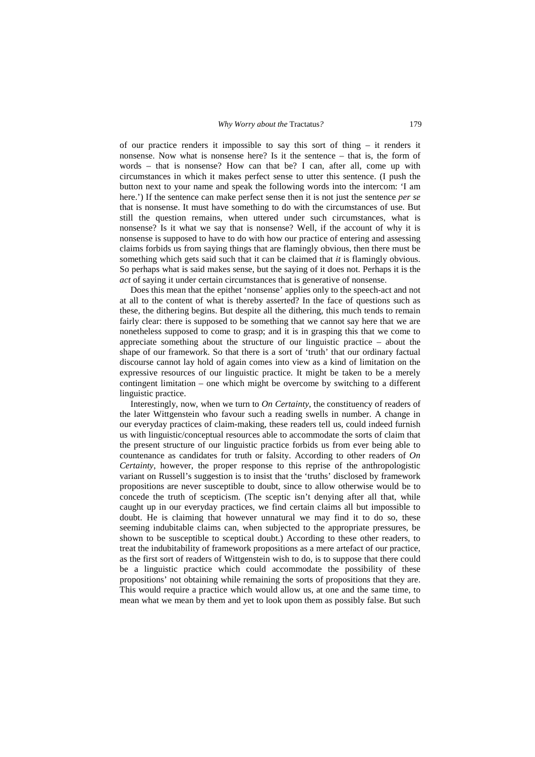of our practice renders it impossible to say this sort of thing – it renders it nonsense. Now what is nonsense here? Is it the sentence – that is, the form of words – that is nonsense? How can that be? I can, after all, come up with circumstances in which it makes perfect sense to utter this sentence. (I push the button next to your name and speak the following words into the intercom: 'I am here.') If the sentence can make perfect sense then it is not just the sentence *per se* that is nonsense. It must have something to do with the circumstances of use. But still the question remains, when uttered under such circumstances, what is nonsense? Is it what we say that is nonsense? Well, if the account of why it is nonsense is supposed to have to do with how our practice of entering and assessing claims forbids us from saying things that are flamingly obvious, then there must be something which gets said such that it can be claimed that *it* is flamingly obvious. So perhaps what is said makes sense, but the saying of it does not. Perhaps it is the *act* of saying it under certain circumstances that is generative of nonsense.

Does this mean that the epithet 'nonsense' applies only to the speech-act and not at all to the content of what is thereby asserted? In the face of questions such as these, the dithering begins. But despite all the dithering, this much tends to remain fairly clear: there is supposed to be something that we cannot say here that we are nonetheless supposed to come to grasp; and it is in grasping this that we come to appreciate something about the structure of our linguistic practice – about the shape of our framework. So that there is a sort of 'truth' that our ordinary factual discourse cannot lay hold of again comes into view as a kind of limitation on the expressive resources of our linguistic practice. It might be taken to be a merely contingent limitation – one which might be overcome by switching to a different linguistic practice.

Interestingly, now, when we turn to *On Certainty*, the constituency of readers of the later Wittgenstein who favour such a reading swells in number. A change in our everyday practices of claim-making, these readers tell us, could indeed furnish us with linguistic/conceptual resources able to accommodate the sorts of claim that the present structure of our linguistic practice forbids us from ever being able to countenance as candidates for truth or falsity. According to other readers of *On Certainty*, however, the proper response to this reprise of the anthropologistic variant on Russell's suggestion is to insist that the 'truths' disclosed by framework propositions are never susceptible to doubt, since to allow otherwise would be to concede the truth of scepticism. (The sceptic isn't denying after all that, while caught up in our everyday practices, we find certain claims all but impossible to doubt. He is claiming that however unnatural we may find it to do so, these seeming indubitable claims can, when subjected to the appropriate pressures, be shown to be susceptible to sceptical doubt.) According to these other readers, to treat the indubitability of framework propositions as a mere artefact of our practice, as the first sort of readers of Wittgenstein wish to do, is to suppose that there could be a linguistic practice which could accommodate the possibility of these propositions' not obtaining while remaining the sorts of propositions that they are. This would require a practice which would allow us, at one and the same time, to mean what we mean by them and yet to look upon them as possibly false. But such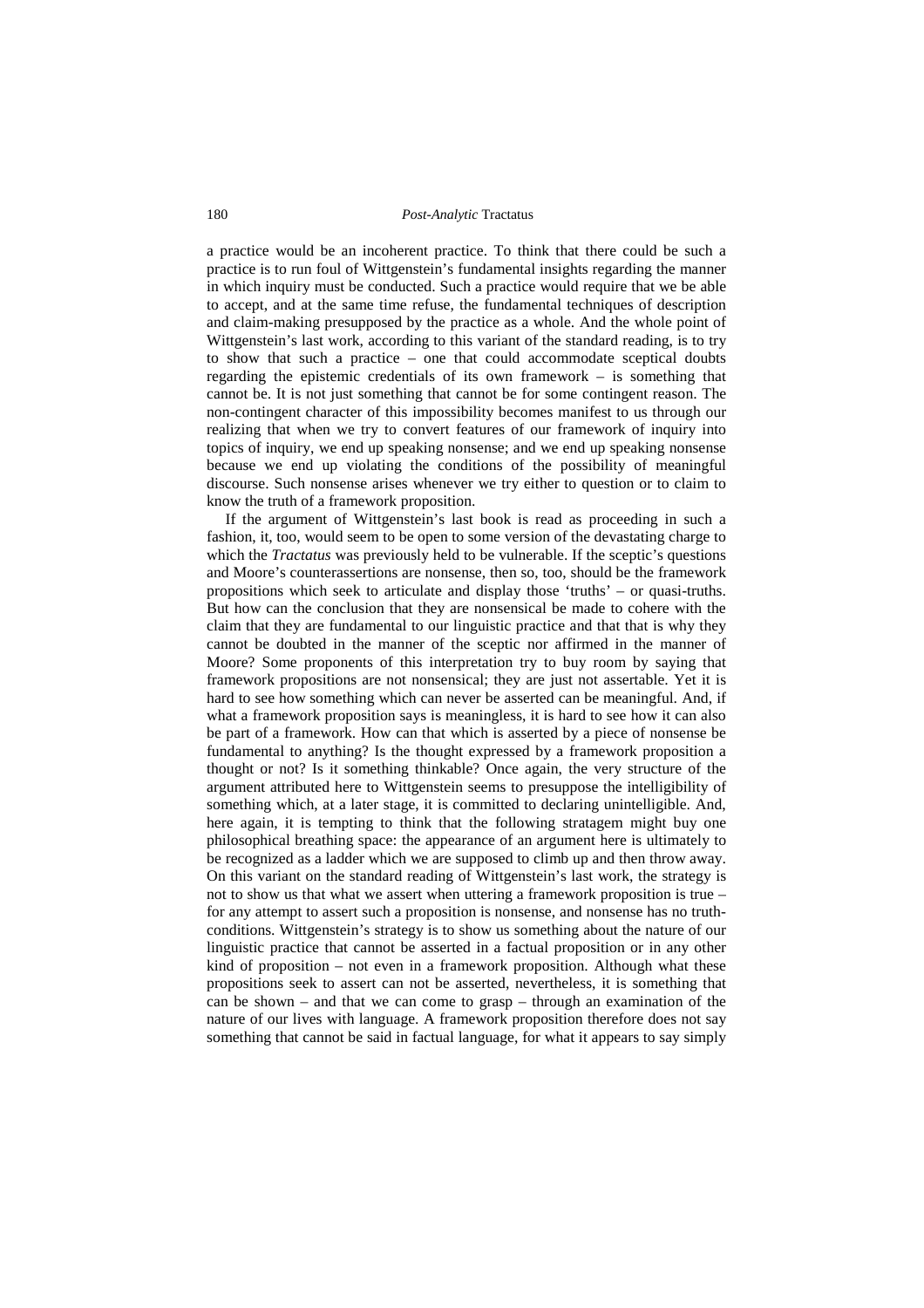a practice would be an incoherent practice. To think that there could be such a practice is to run foul of Wittgenstein's fundamental insights regarding the manner in which inquiry must be conducted. Such a practice would require that we be able to accept, and at the same time refuse, the fundamental techniques of description and claim-making presupposed by the practice as a whole. And the whole point of Wittgenstein's last work, according to this variant of the standard reading, is to try to show that such a practice – one that could accommodate sceptical doubts regarding the epistemic credentials of its own framework – is something that cannot be. It is not just something that cannot be for some contingent reason. The non-contingent character of this impossibility becomes manifest to us through our realizing that when we try to convert features of our framework of inquiry into topics of inquiry, we end up speaking nonsense; and we end up speaking nonsense because we end up violating the conditions of the possibility of meaningful discourse. Such nonsense arises whenever we try either to question or to claim to know the truth of a framework proposition.

If the argument of Wittgenstein's last book is read as proceeding in such a fashion, it, too, would seem to be open to some version of the devastating charge to which the *Tractatus* was previously held to be vulnerable. If the sceptic's questions and Moore's counterassertions are nonsense, then so, too, should be the framework propositions which seek to articulate and display those 'truths' – or quasi-truths. But how can the conclusion that they are nonsensical be made to cohere with the claim that they are fundamental to our linguistic practice and that that is why they cannot be doubted in the manner of the sceptic nor affirmed in the manner of Moore? Some proponents of this interpretation try to buy room by saying that framework propositions are not nonsensical; they are just not assertable. Yet it is hard to see how something which can never be asserted can be meaningful. And, if what a framework proposition says is meaningless, it is hard to see how it can also be part of a framework. How can that which is asserted by a piece of nonsense be fundamental to anything? Is the thought expressed by a framework proposition a thought or not? Is it something thinkable? Once again, the very structure of the argument attributed here to Wittgenstein seems to presuppose the intelligibility of something which, at a later stage, it is committed to declaring unintelligible. And, here again, it is tempting to think that the following stratagem might buy one philosophical breathing space: the appearance of an argument here is ultimately to be recognized as a ladder which we are supposed to climb up and then throw away. On this variant on the standard reading of Wittgenstein's last work, the strategy is not to show us that what we assert when uttering a framework proposition is true – for any attempt to assert such a proposition is nonsense, and nonsense has no truth-conditions. Wittgenstein's strategy is to show us something about the nature of our linguistic practice that cannot be asserted in a factual proposition or in any other kind of proposition – not even in a framework proposition. Although what these propositions seek to assert can not be asserted, nevertheless, it is something that can be shown – and that we can come to grasp – through an examination of the nature of our lives with language. A framework proposition therefore does not say something that cannot be said in factual language, for what it appears to say simply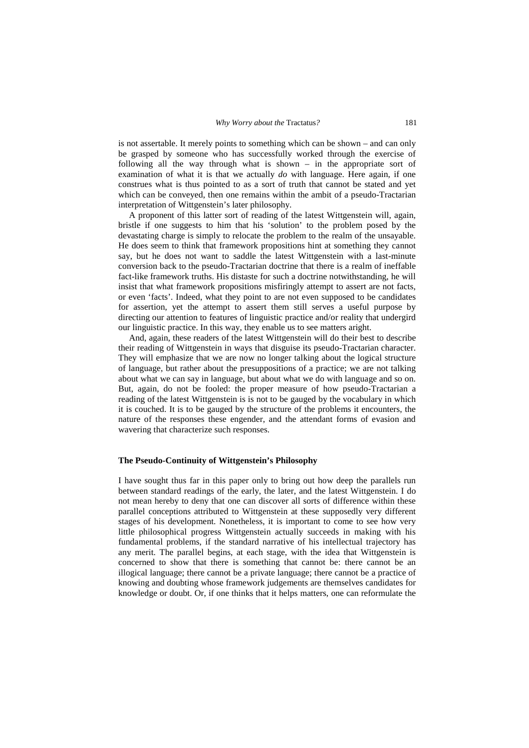is not assertable. It merely points to something which can be shown – and can only be grasped by someone who has successfully worked through the exercise of following all the way through what is shown – in the appropriate sort of examination of what it is that we actually *do* with language. Here again, if one construes what is thus pointed to as a sort of truth that cannot be stated and yet which can be conveyed, then one remains within the ambit of a pseudo-Tractarian interpretation of Wittgenstein's later philosophy.

A proponent of this latter sort of reading of the latest Wittgenstein will, again, bristle if one suggests to him that his 'solution' to the problem posed by the devastating charge is simply to relocate the problem to the realm of the unsayable. He does seem to think that framework propositions hint at something they cannot say, but he does not want to saddle the latest Wittgenstein with a last-minute conversion back to the pseudo-Tractarian doctrine that there is a realm of ineffable fact-like framework truths. His distaste for such a doctrine notwithstanding, he will insist that what framework propositions misfiringly attempt to assert are not facts, or even 'facts'. Indeed, what they point to are not even supposed to be candidates for assertion, yet the attempt to assert them still serves a useful purpose by directing our attention to features of linguistic practice and/or reality that undergird our linguistic practice. In this way, they enable us to see matters aright.

And, again, these readers of the latest Wittgenstein will do their best to describe their reading of Wittgenstein in ways that disguise its pseudo-Tractarian character. They will emphasize that we are now no longer talking about the logical structure of language, but rather about the presuppositions of a practice; we are not talking about what we can say in language, but about what we do with language and so on. But, again, do not be fooled: the proper measure of how pseudo-Tractarian a reading of the latest Wittgenstein is is not to be gauged by the vocabulary in which it is couched. It is to be gauged by the structure of the problems it encounters, the nature of the responses these engender, and the attendant forms of evasion and wavering that characterize such responses.

## The Pseudo-Continuity of Wittgenstein's Philosophy

I have sought thus far in this paper only to bring out how deep the parallels run between standard readings of the early, the later, and the latest Wittgenstein. I do not mean hereby to deny that one can discover all sorts of difference within these parallel conceptions attributed to Wittgenstein at these supposedly very different stages of his development. Nonetheless, it is important to come to see how very little philosophical progress Wittgenstein actually succeeds in making with his fundamental problems, if the standard narrative of his intellectual trajectory has any merit. The parallel begins, at each stage, with the idea that Wittgenstein is concerned to show that there is something that cannot be: there cannot be an illogical language; there cannot be a private language; there cannot be a practice of knowing and doubting whose framework judgements are themselves candidates for knowledge or doubt. Or, if one thinks that it helps matters, one can reformulate the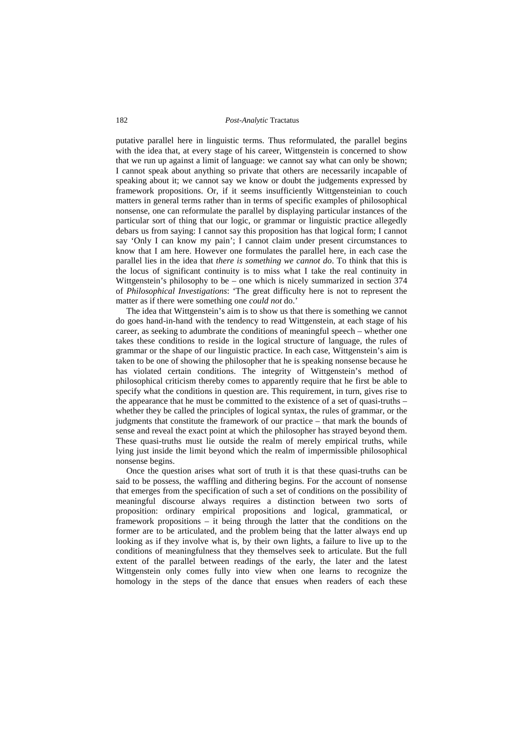putative parallel here in linguistic terms. Thus reformulated, the parallel begins with the idea that, at every stage of his career, Wittgenstein is concerned to show that we run up against a limit of language: we cannot say what can only be shown; I cannot speak about anything so private that others are necessarily incapable of speaking about it; we cannot say we know or doubt the judgements expressed by framework propositions. Or, if it seems insufficiently Wittgensteinian to couch matters in general terms rather than in terms of specific examples of philosophical nonsense, one can reformulate the parallel by displaying particular instances of the particular sort of thing that our logic, or grammar or linguistic practice allegedly debars us from saying: I cannot say this proposition has that logical form; I cannot say 'Only I can know my pain'; I cannot claim under present circumstances to know that I am here. However one formulates the parallel here, in each case the parallel lies in the idea that *there is something we cannot do*. To think that this is the locus of significant continuity is to miss what I take the real continuity in Wittgenstein's philosophy to be – one which is nicely summarized in section 374 of *Philosophical Investigations*: 'The great difficulty here is not to represent the matter as if there were something one *could not* do.'

The idea that Wittgenstein's aim is to show us that there is something we cannot do goes hand-in-hand with the tendency to read Wittgenstein, at each stage of his career, as seeking to adumbrate the conditions of meaningful speech – whether one takes these conditions to reside in the logical structure of language, the rules of grammar or the shape of our linguistic practice. In each case, Wittgenstein's aim is taken to be one of showing the philosopher that he is speaking nonsense because he has violated certain conditions. The integrity of Wittgenstein's method of philosophical criticism thereby comes to apparently require that he first be able to specify what the conditions in question are. This requirement, in turn, gives rise to the appearance that he must be committed to the existence of a set of quasi-truths – whether they be called the principles of logical syntax, the rules of grammar, or the judgments that constitute the framework of our practice – that mark the bounds of sense and reveal the exact point at which the philosopher has strayed beyond them. These quasi-truths must lie outside the realm of merely empirical truths, while lying just inside the limit beyond which the realm of impermissible philosophical nonsense begins.

Once the question arises what sort of truth it is that these quasi-truths can be said to be possess, the waffling and dithering begins. For the account of nonsense that emerges from the specification of such a set of conditions on the possibility of meaningful discourse always requires a distinction between two sorts of proposition: ordinary empirical propositions and logical, grammatical, or framework propositions – it being through the latter that the conditions on the former are to be articulated, and the problem being that the latter always end up looking as if they involve what is, by their own lights, a failure to live up to the conditions of meaningfulness that they themselves seek to articulate. But the full extent of the parallel between readings of the early, the later and the latest Wittgenstein only comes fully into view when one learns to recognize the homology in the steps of the dance that ensues when readers of each these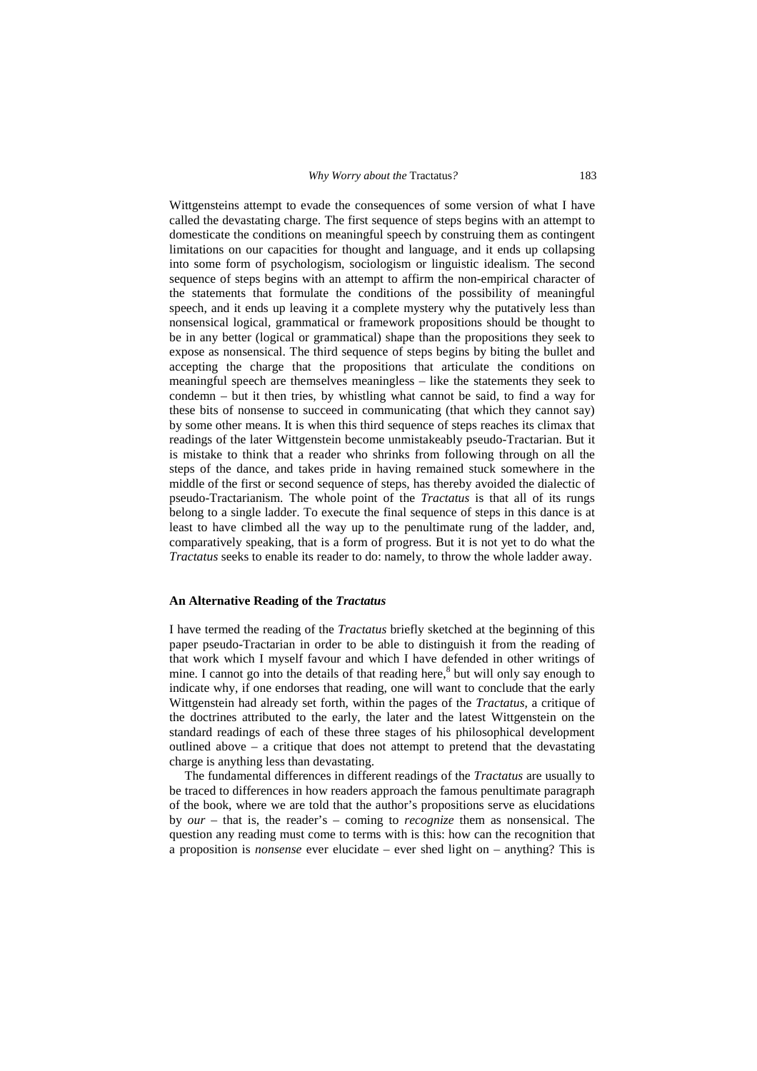Wittgensteins attempt to evade the consequences of some version of what I have called the devastating charge. The first sequence of steps begins with an attempt to domesticate the conditions on meaningful speech by construing them as contingent limitations on our capacities for thought and language, and it ends up collapsing into some form of psychologism, sociologism or linguistic idealism. The second sequence of steps begins with an attempt to affirm the non-empirical character of the statements that formulate the conditions of the possibility of meaningful speech, and it ends up leaving it a complete mystery why the putatively less than nonsensical logical, grammatical or framework propositions should be thought to be in any better (logical or grammatical) shape than the propositions they seek to expose as nonsensical. The third sequence of steps begins by biting the bullet and accepting the charge that the propositions that articulate the conditions on meaningful speech are themselves meaningless – like the statements they seek to condemn – but it then tries, by whistling what cannot be said, to find a way for these bits of nonsense to succeed in communicating (that which they cannot say) by some other means. It is when this third sequence of steps reaches its climax that readings of the later Wittgenstein become unmistakeably pseudo-Tractarian. But it is mistake to think that a reader who shrinks from following through on all the steps of the dance, and takes pride in having remained stuck somewhere in the middle of the first or second sequence of steps, has thereby avoided the dialectic of pseudo-Tractarianism. The whole point of the *Tractatus* is that all of its rungs belong to a single ladder. To execute the final sequence of steps in this dance is at least to have climbed all the way up to the penultimate rung of the ladder, and, comparatively speaking, that is a form of progress. But it is not yet to do what the *Tractatus* seeks to enable its reader to do: namely, to throw the whole ladder away.

## An Alternative Reading of the *Tractatus*

I have termed the reading of the *Tractatus* briefly sketched at the beginning of this paper pseudo-Tractarian in order to be able to distinguish it from the reading of that work which I myself favour and which I have defended in other writings of mine. I cannot go into the details of that reading here,[8] but will only say enough to indicate why, if one endorses that reading, one will want to conclude that the early Wittgenstein had already set forth, within the pages of the *Tractatus,* a critique of the doctrines attributed to the early, the later and the latest Wittgenstein on the standard readings of each of these three stages of his philosophical development outlined above – a critique that does not attempt to pretend that the devastating charge is anything less than devastating.

The fundamental differences in different readings of the *Tractatus* are usually to be traced to differences in how readers approach the famous penultimate paragraph of the book, where we are told that the author's propositions serve as elucidations by *our* – that is, the reader's – coming to *recognize* them as nonsensical. The question any reading must come to terms with is this: how can the recognition that a proposition is *nonsense* ever elucidate – ever shed light on – anything? This is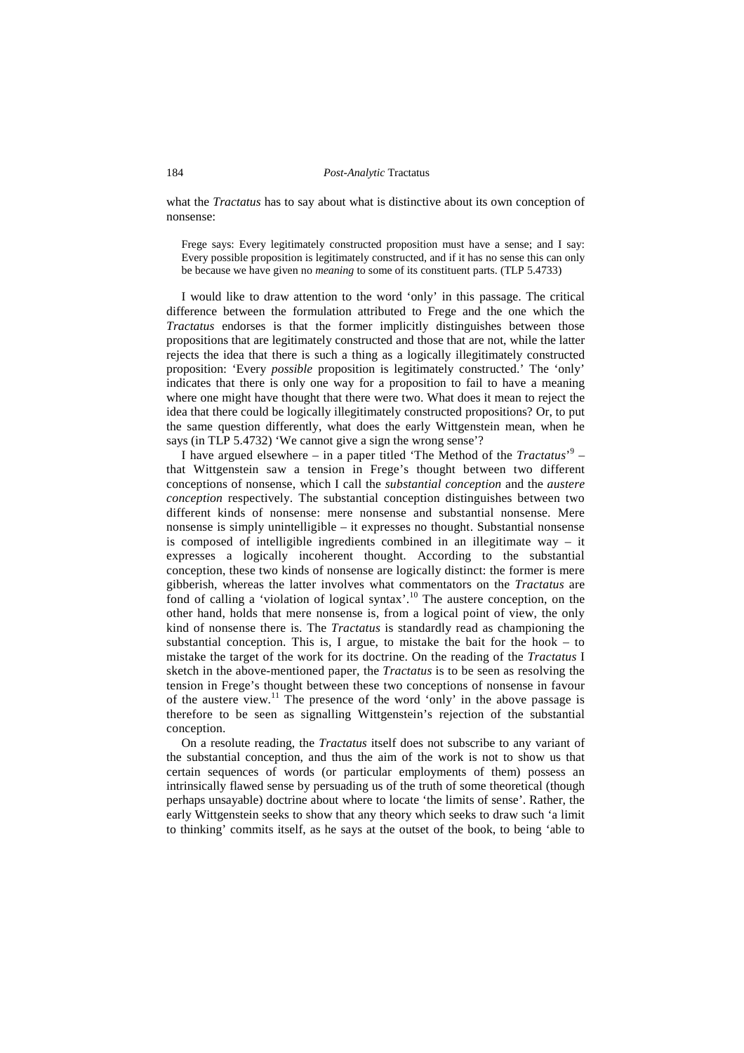what the *Tractatus* has to say about what is distinctive about its own conception of nonsense:

> Frege says: Every legitimately constructed proposition must have a sense; and I say: Every possible proposition is legitimately constructed, and if it has no sense this can only be because we have given no *meaning* to some of its constituent parts. (TLP 5.4733)

I would like to draw attention to the word 'only' in this passage. The critical difference between the formulation attributed to Frege and the one which the *Tractatus* endorses is that the former implicitly distinguishes between those propositions that are legitimately constructed and those that are not, while the latter rejects the idea that there is such a thing as a logically illegitimately constructed proposition: 'Every *possible* proposition is legitimately constructed.' The 'only' indicates that there is only one way for a proposition to fail to have a meaning where one might have thought that there were two. What does it mean to reject the idea that there could be logically illegitimately constructed propositions? Or, to put the same question differently, what does the early Wittgenstein mean, when he says (in TLP 5.4732) 'We cannot give a sign the wrong sense'?

I have argued elsewhere – in a paper titled 'The Method of the *Tractatus*'[9] – that Wittgenstein saw a tension in Frege's thought between two different conceptions of nonsense, which I call the *substantial conception* and the *austere conception* respectively. The substantial conception distinguishes between two different kinds of nonsense: mere nonsense and substantial nonsense. Mere nonsense is simply unintelligible – it expresses no thought. Substantial nonsense is composed of intelligible ingredients combined in an illegitimate way – it expresses a logically incoherent thought. According to the substantial conception, these two kinds of nonsense are logically distinct: the former is mere gibberish, whereas the latter involves what commentators on the *Tractatus* are fond of calling a 'violation of logical syntax'.[10] The austere conception, on the other hand, holds that mere nonsense is, from a logical point of view, the only kind of nonsense there is. The *Tractatus* is standardly read as championing the substantial conception. This is, I argue, to mistake the bait for the hook – to mistake the target of the work for its doctrine. On the reading of the *Tractatus* I sketch in the above-mentioned paper, the *Tractatus* is to be seen as resolving the tension in Frege's thought between these two conceptions of nonsense in favour of the austere view.[11] The presence of the word 'only' in the above passage is therefore to be seen as signalling Wittgenstein's rejection of the substantial conception.

On a resolute reading, the *Tractatus* itself does not subscribe to any variant of the substantial conception, and thus the aim of the work is not to show us that certain sequences of words (or particular employments of them) possess an intrinsically flawed sense by persuading us of the truth of some theoretical (though perhaps unsayable) doctrine about where to locate 'the limits of sense'. Rather, the early Wittgenstein seeks to show that any theory which seeks to draw such 'a limit to thinking' commits itself, as he says at the outset of the book, to being 'able to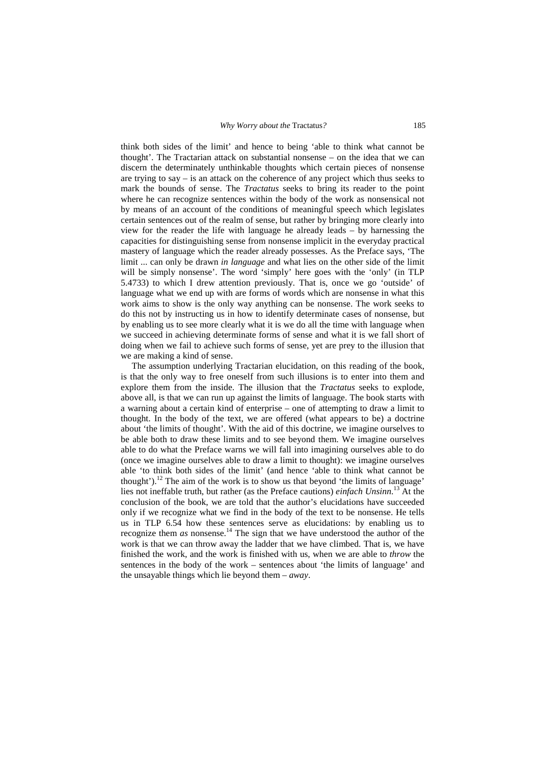think both sides of the limit' and hence to being 'able to think what cannot be thought'. The Tractarian attack on substantial nonsense – on the idea that we can discern the determinately unthinkable thoughts which certain pieces of nonsense are trying to say – is an attack on the coherence of any project which thus seeks to mark the bounds of sense. The *Tractatus* seeks to bring its reader to the point where he can recognize sentences within the body of the work as nonsensical not by means of an account of the conditions of meaningful speech which legislates certain sentences out of the realm of sense, but rather by bringing more clearly into view for the reader the life with language he already leads – by harnessing the capacities for distinguishing sense from nonsense implicit in the everyday practical mastery of language which the reader already possesses. As the Preface says, 'The limit ... can only be drawn *in language* and what lies on the other side of the limit will be simply nonsense'. The word 'simply' here goes with the 'only' (in TLP 5.4733) to which I drew attention previously. That is, once we go 'outside' of language what we end up with are forms of words which are nonsense in what this work aims to show is the only way anything can be nonsense. The work seeks to do this not by instructing us in how to identify determinate cases of nonsense, but by enabling us to see more clearly what it is we do all the time with language when we succeed in achieving determinate forms of sense and what it is we fall short of doing when we fail to achieve such forms of sense, yet are prey to the illusion that we are making a kind of sense.

The assumption underlying Tractarian elucidation, on this reading of the book, is that the only way to free oneself from such illusions is to enter into them and explore them from the inside. The illusion that the *Tractatus* seeks to explode, above all, is that we can run up against the limits of language. The book starts with a warning about a certain kind of enterprise – one of attempting to draw a limit to thought. In the body of the text, we are offered (what appears to be) a doctrine about 'the limits of thought'. With the aid of this doctrine, we imagine ourselves to be able both to draw these limits and to see beyond them. We imagine ourselves able to do what the Preface warns we will fall into imagining ourselves able to do (once we imagine ourselves able to draw a limit to thought): we imagine ourselves able 'to think both sides of the limit' (and hence 'able to think what cannot be thought').[12] The aim of the work is to show us that beyond 'the limits of language' lies not ineffable truth, but rather (as the Preface cautions) *einfach Unsinn*.[13] At the conclusion of the book, we are told that the author's elucidations have succeeded only if we recognize what we find in the body of the text to be nonsense. He tells us in TLP 6.54 how these sentences serve as elucidations: by enabling us to recognize them *as* nonsense.[14] The sign that we have understood the author of the work is that we can throw away the ladder that we have climbed. That is, we have finished the work, and the work is finished with us, when we are able to *throw* the sentences in the body of the work – sentences about 'the limits of language' and the unsayable things which lie beyond them – *away*.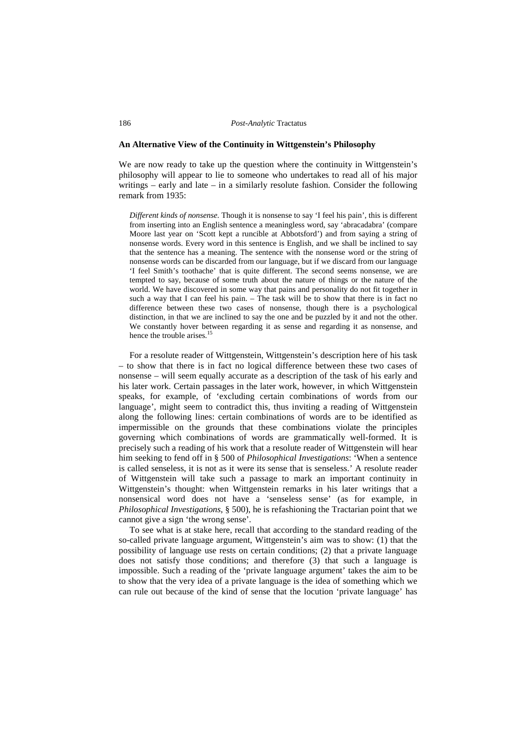## An Alternative View of the Continuity in Wittgenstein's Philosophy

We are now ready to take up the question where the continuity in Wittgenstein's philosophy will appear to lie to someone who undertakes to read all of his major writings – early and late – in a similarly resolute fashion. Consider the following remark from 1935:

> *Different kinds of nonsense.* Though it is nonsense to say 'I feel his pain', this is different from inserting into an English sentence a meaningless word, say 'abracadabra' (compare Moore last year on 'Scott kept a runcible at Abbotsford') and from saying a string of nonsense words. Every word in this sentence is English, and we shall be inclined to say that the sentence has a meaning. The sentence with the nonsense word or the string of nonsense words can be discarded from our language, but if we discard from our language 'I feel Smith's toothache' that is quite different. The second seems nonsense, we are tempted to say, because of some truth about the nature of things or the nature of the world. We have discovered in some way that pains and personality do not fit together in such a way that I can feel his pain. – The task will be to show that there is in fact no difference between these two cases of nonsense, though there is a psychological distinction, in that we are inclined to say the one and be puzzled by it and not the other. We constantly hover between regarding it as sense and regarding it as nonsense, and hence the trouble arises.[15]

For a resolute reader of Wittgenstein, Wittgenstein's description here of his task – to show that there is in fact no logical difference between these two cases of nonsense – will seem equally accurate as a description of the task of his early and his later work. Certain passages in the later work, however, in which Wittgenstein speaks, for example, of 'excluding certain combinations of words from our language', might seem to contradict this, thus inviting a reading of Wittgenstein along the following lines: certain combinations of words are to be identified as impermissible on the grounds that these combinations violate the principles governing which combinations of words are grammatically well-formed. It is precisely such a reading of his work that a resolute reader of Wittgenstein will hear him seeking to fend off in § 500 of *Philosophical Investigations*: 'When a sentence is called senseless, it is not as it were its sense that is senseless.' A resolute reader of Wittgenstein will take such a passage to mark an important continuity in Wittgenstein's thought: when Wittgenstein remarks in his later writings that a nonsensical word does not have a 'senseless sense' (as for example, in *Philosophical Investigations*, § 500), he is refashioning the Tractarian point that we cannot give a sign 'the wrong sense'.

To see what is at stake here, recall that according to the standard reading of the so-called private language argument, Wittgenstein's aim was to show: (1) that the possibility of language use rests on certain conditions; (2) that a private language does not satisfy those conditions; and therefore (3) that such a language is impossible. Such a reading of the 'private language argument' takes the aim to be to show that the very idea of a private language is the idea of something which we can rule out because of the kind of sense that the locution 'private language' has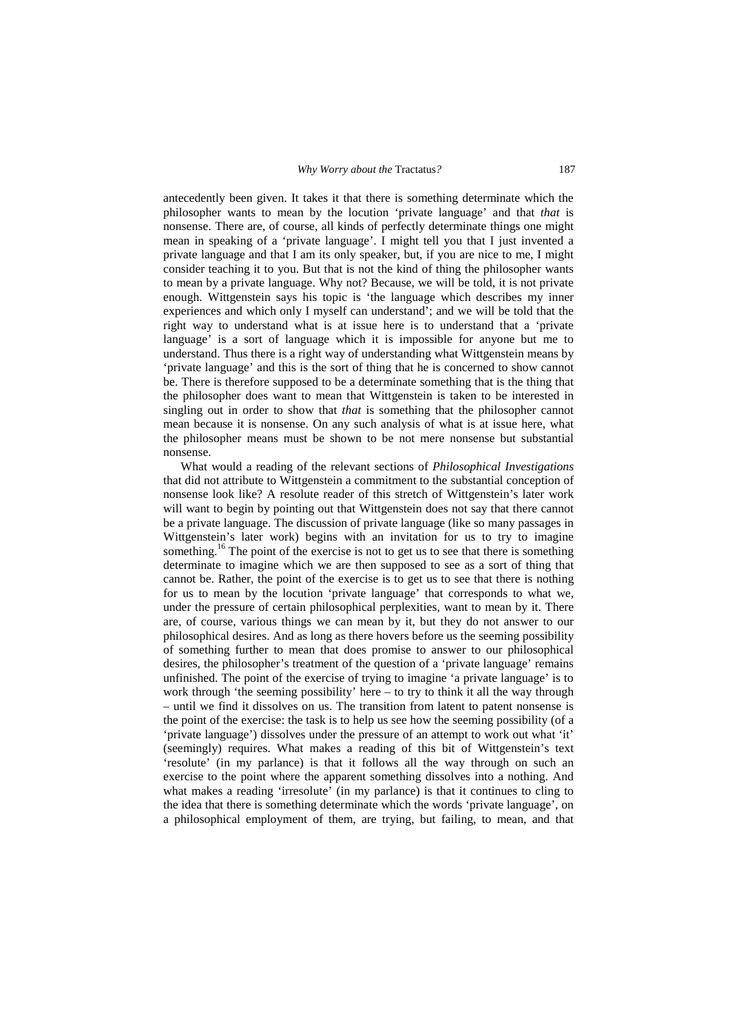antecedently been given. It takes it that there is something determinate which the philosopher wants to mean by the locution 'private language' and that *that* is nonsense. There are, of course, all kinds of perfectly determinate things one might mean in speaking of a 'private language'. I might tell you that I just invented a private language and that I am its only speaker, but, if you are nice to me, I might consider teaching it to you. But that is not the kind of thing the philosopher wants to mean by a private language. Why not? Because, we will be told, it is not private enough. Wittgenstein says his topic is 'the language which describes my inner experiences and which only I myself can understand'; and we will be told that the right way to understand what is at issue here is to understand that a 'private language' is a sort of language which it is impossible for anyone but me to understand. Thus there is a right way of understanding what Wittgenstein means by 'private language' and this is the sort of thing that he is concerned to show cannot be. There is therefore supposed to be a determinate something that is the thing that the philosopher does want to mean that Wittgenstein is taken to be interested in singling out in order to show that *that* is something that the philosopher cannot mean because it is nonsense. On any such analysis of what is at issue here, what the philosopher means must be shown to be not mere nonsense but substantial nonsense.

What would a reading of the relevant sections of *Philosophical Investigations* that did not attribute to Wittgenstein a commitment to the substantial conception of nonsense look like? A resolute reader of this stretch of Wittgenstein's later work will want to begin by pointing out that Wittgenstein does not say that there cannot be a private language. The discussion of private language (like so many passages in Wittgenstein's later work) begins with an invitation for us to try to imagine something.[16] The point of the exercise is not to get us to see that there is something determinate to imagine which we are then supposed to see as a sort of thing that cannot be. Rather, the point of the exercise is to get us to see that there is nothing for us to mean by the locution 'private language' that corresponds to what we, under the pressure of certain philosophical perplexities, want to mean by it. There are, of course, various things we can mean by it, but they do not answer to our philosophical desires. And as long as there hovers before us the seeming possibility of something further to mean that does promise to answer to our philosophical desires, the philosopher's treatment of the question of a 'private language' remains unfinished. The point of the exercise of trying to imagine 'a private language' is to work through 'the seeming possibility' here – to try to think it all the way through – until we find it dissolves on us. The transition from latent to patent nonsense is the point of the exercise: the task is to help us see how the seeming possibility (of a 'private language') dissolves under the pressure of an attempt to work out what 'it' (seemingly) requires. What makes a reading of this bit of Wittgenstein's text 'resolute' (in my parlance) is that it follows all the way through on such an exercise to the point where the apparent something dissolves into a nothing. And what makes a reading 'irresolute' (in my parlance) is that it continues to cling to the idea that there is something determinate which the words 'private language', on a philosophical employment of them, are trying, but failing, to mean, and that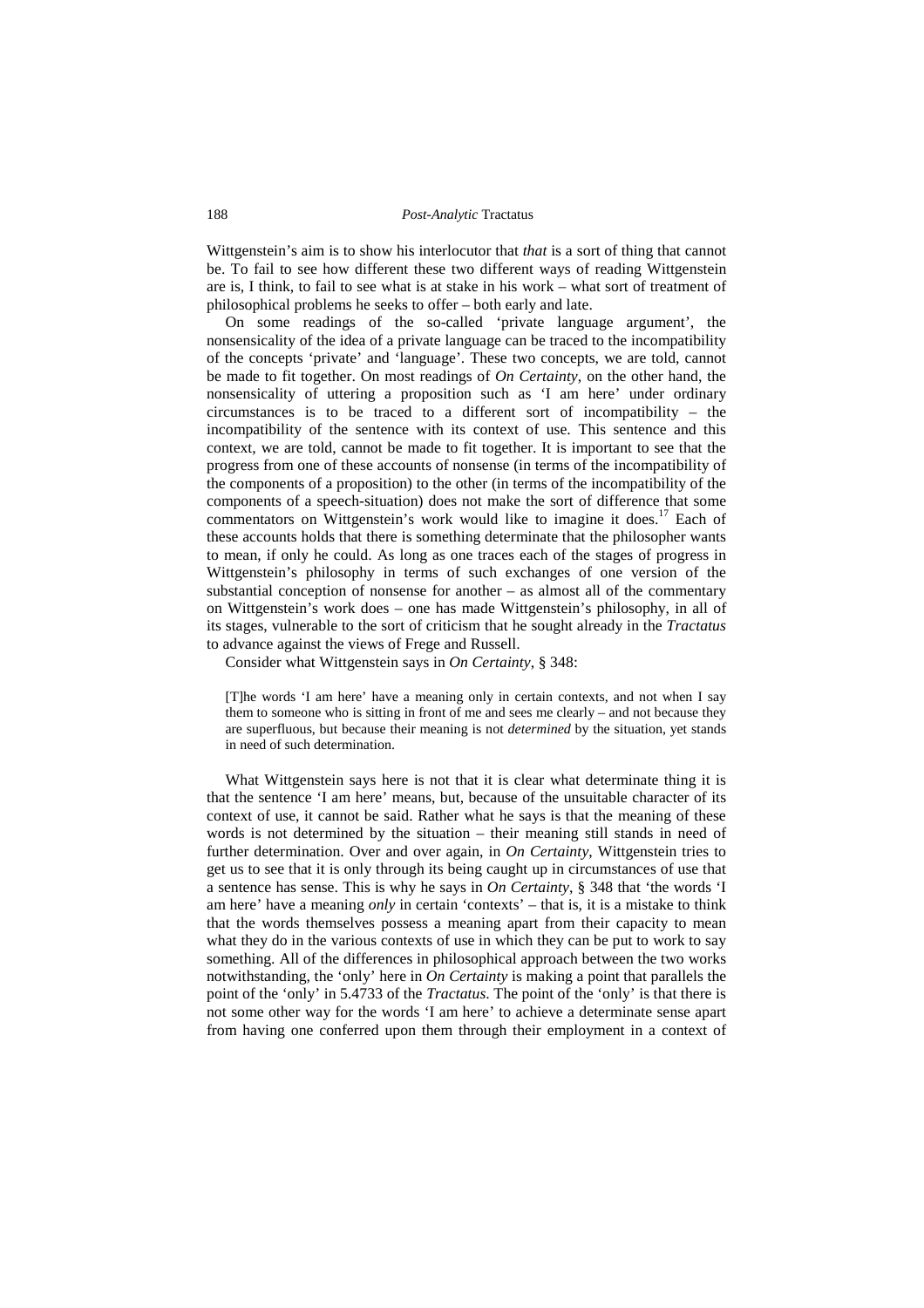Wittgenstein's aim is to show his interlocutor that *that* is a sort of thing that cannot be. To fail to see how different these two different ways of reading Wittgenstein are is, I think, to fail to see what is at stake in his work – what sort of treatment of philosophical problems he seeks to offer – both early and late.

On some readings of the so-called 'private language argument', the nonsensicality of the idea of a private language can be traced to the incompatibility of the concepts 'private' and 'language'. These two concepts, we are told, cannot be made to fit together. On most readings of *On Certainty*, on the other hand, the nonsensicality of uttering a proposition such as 'I am here' under ordinary circumstances is to be traced to a different sort of incompatibility – the incompatibility of the sentence with its context of use. This sentence and this context, we are told, cannot be made to fit together. It is important to see that the progress from one of these accounts of nonsense (in terms of the incompatibility of the components of a proposition) to the other (in terms of the incompatibility of the components of a speech-situation) does not make the sort of difference that some commentators on Wittgenstein's work would like to imagine it does.[17] Each of these accounts holds that there is something determinate that the philosopher wants to mean, if only he could. As long as one traces each of the stages of progress in Wittgenstein's philosophy in terms of such exchanges of one version of the substantial conception of nonsense for another – as almost all of the commentary on Wittgenstein's work does – one has made Wittgenstein's philosophy, in all of its stages, vulnerable to the sort of criticism that he sought already in the *Tractatus* to advance against the views of Frege and Russell.

Consider what Wittgenstein says in *On Certainty*, § 348:

> [T]he words 'I am here' have a meaning only in certain contexts, and not when I say them to someone who is sitting in front of me and sees me clearly – and not because they are superfluous, but because their meaning is not *determined* by the situation, yet stands in need of such determination.

What Wittgenstein says here is not that it is clear what determinate thing it is that the sentence 'I am here' means, but, because of the unsuitable character of its context of use, it cannot be said. Rather what he says is that the meaning of these words is not determined by the situation – their meaning still stands in need of further determination. Over and over again, in *On Certainty*, Wittgenstein tries to get us to see that it is only through its being caught up in circumstances of use that a sentence has sense. This is why he says in *On Certainty*, § 348 that 'the words 'I am here' have a meaning *only* in certain 'contexts' – that is, it is a mistake to think that the words themselves possess a meaning apart from their capacity to mean what they do in the various contexts of use in which they can be put to work to say something. All of the differences in philosophical approach between the two works notwithstanding, the 'only' here in *On Certainty* is making a point that parallels the point of the 'only' in 5.4733 of the *Tractatus*. The point of the 'only' is that there is not some other way for the words 'I am here' to achieve a determinate sense apart from having one conferred upon them through their employment in a context of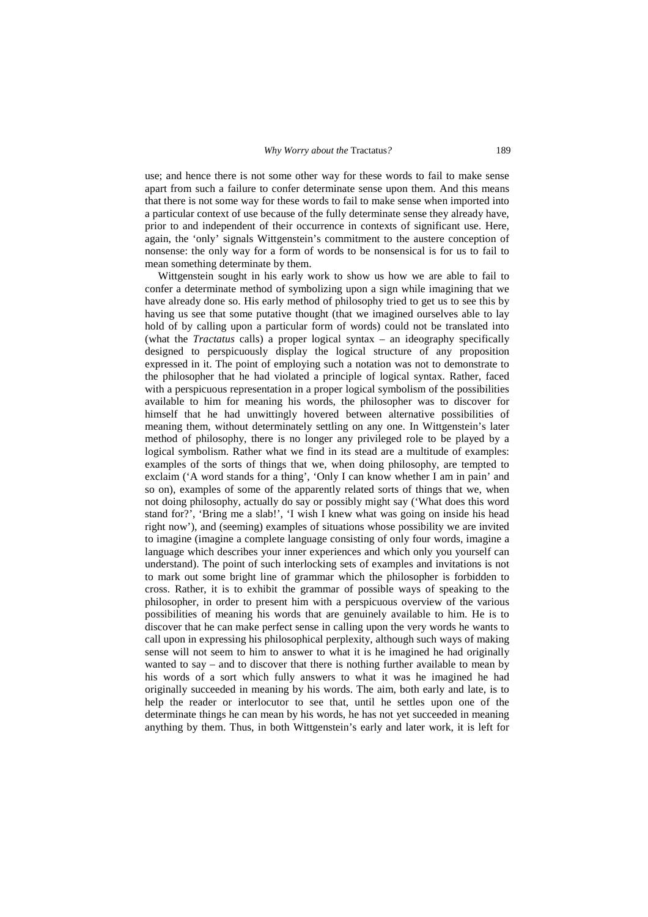use; and hence there is not some other way for these words to fail to make sense apart from such a failure to confer determinate sense upon them. And this means that there is not some way for these words to fail to make sense when imported into a particular context of use because of the fully determinate sense they already have, prior to and independent of their occurrence in contexts of significant use. Here, again, the 'only' signals Wittgenstein's commitment to the austere conception of nonsense: the only way for a form of words to be nonsensical is for us to fail to mean something determinate by them.

Wittgenstein sought in his early work to show us how we are able to fail to confer a determinate method of symbolizing upon a sign while imagining that we have already done so. His early method of philosophy tried to get us to see this by having us see that some putative thought (that we imagined ourselves able to lay hold of by calling upon a particular form of words) could not be translated into (what the *Tractatus* calls) a proper logical syntax – an ideography specifically designed to perspicuously display the logical structure of any proposition expressed in it. The point of employing such a notation was not to demonstrate to the philosopher that he had violated a principle of logical syntax. Rather, faced with a perspicuous representation in a proper logical symbolism of the possibilities available to him for meaning his words, the philosopher was to discover for himself that he had unwittingly hovered between alternative possibilities of meaning them, without determinately settling on any one. In Wittgenstein's later method of philosophy, there is no longer any privileged role to be played by a logical symbolism. Rather what we find in its stead are a multitude of examples: examples of the sorts of things that we, when doing philosophy, are tempted to exclaim ('A word stands for a thing', 'Only I can know whether I am in pain' and so on), examples of some of the apparently related sorts of things that we, when not doing philosophy, actually do say or possibly might say ('What does this word stand for?', 'Bring me a slab!', 'I wish I knew what was going on inside his head right now'), and (seeming) examples of situations whose possibility we are invited to imagine (imagine a complete language consisting of only four words, imagine a language which describes your inner experiences and which only you yourself can understand). The point of such interlocking sets of examples and invitations is not to mark out some bright line of grammar which the philosopher is forbidden to cross. Rather, it is to exhibit the grammar of possible ways of speaking to the philosopher, in order to present him with a perspicuous overview of the various possibilities of meaning his words that are genuinely available to him. He is to discover that he can make perfect sense in calling upon the very words he wants to call upon in expressing his philosophical perplexity, although such ways of making sense will not seem to him to answer to what it is he imagined he had originally wanted to say – and to discover that there is nothing further available to mean by his words of a sort which fully answers to what it was he imagined he had originally succeeded in meaning by his words. The aim, both early and late, is to help the reader or interlocutor to see that, until he settles upon one of the determinate things he can mean by his words, he has not yet succeeded in meaning anything by them. Thus, in both Wittgenstein's early and later work, it is left for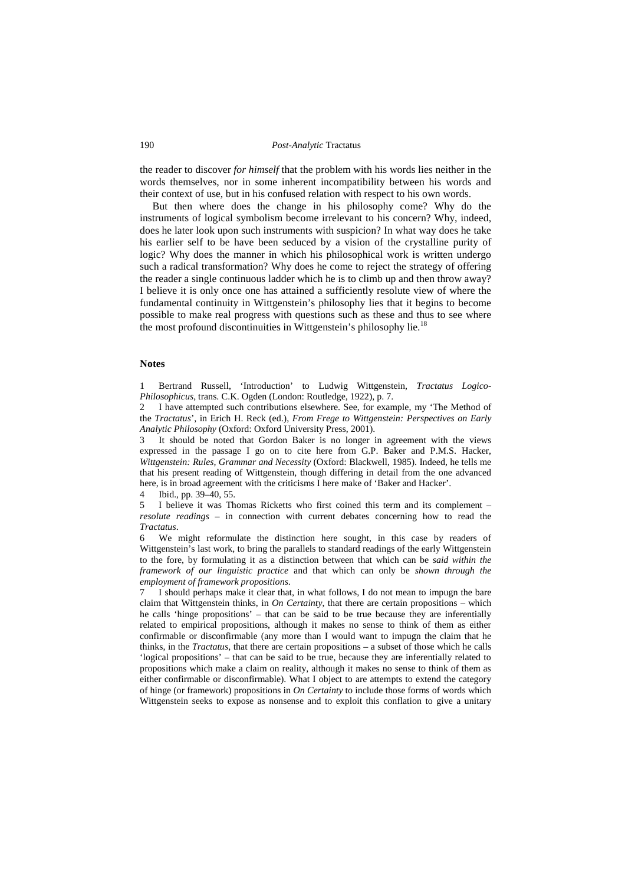the reader to discover *for himself* that the problem with his words lies neither in the words themselves, nor in some inherent incompatibility between his words and their context of use, but in his confused relation with respect to his own words.

But then where does the change in his philosophy come? Why do the instruments of logical symbolism become irrelevant to his concern? Why, indeed, does he later look upon such instruments with suspicion? In what way does he take his earlier self to be have been seduced by a vision of the crystalline purity of logic? Why does the manner in which his philosophical work is written undergo such a radical transformation? Why does he come to reject the strategy of offering the reader a single continuous ladder which he is to climb up and then throw away? I believe it is only once one has attained a sufficiently resolute view of where the fundamental continuity in Wittgenstein's philosophy lies that it begins to become possible to make real progress with questions such as these and thus to see where the most profound discontinuities in Wittgenstein's philosophy lie.[18]

## Notes

1 Bertrand Russell, 'Introduction' to Ludwig Wittgenstein, *Tractatus Logico-Philosophicus*, trans. C.K. Ogden (London: Routledge, 1922), p. 7.

2 I have attempted such contributions elsewhere. See, for example, my 'The Method of the *Tractatus*', in Erich H. Reck (ed.), *From Frege to Wittgenstein: Perspectives on Early Analytic Philosophy* (Oxford: Oxford University Press, 2001).

3 It should be noted that Gordon Baker is no longer in agreement with the views expressed in the passage I go on to cite here from G.P. Baker and P.M.S. Hacker, *Wittgenstein: Rules, Grammar and Necessity* (Oxford: Blackwell, 1985). Indeed, he tells me that his present reading of Wittgenstein, though differing in detail from the one advanced here, is in broad agreement with the criticisms I here make of 'Baker and Hacker'.

4 Ibid., pp. 39–40, 55.

5 I believe it was Thomas Ricketts who first coined this term and its complement – *resolute readings* – in connection with current debates concerning how to read the *Tractatus*.

6 We might reformulate the distinction here sought, in this case by readers of Wittgenstein's last work, to bring the parallels to standard readings of the early Wittgenstein to the fore, by formulating it as a distinction between that which can be *said within the framework of our linguistic practice* and that which can only be *shown through the employment of framework propositions*.

7 I should perhaps make it clear that, in what follows, I do not mean to impugn the bare claim that Wittgenstein thinks, in *On Certainty*, that there are certain propositions – which he calls 'hinge propositions' – that can be said to be true because they are inferentially related to empirical propositions, although it makes no sense to think of them as either confirmable or disconfirmable (any more than I would want to impugn the claim that he thinks, in the *Tractatus*, that there are certain propositions – a subset of those which he calls 'logical propositions' – that can be said to be true, because they are inferentially related to propositions which make a claim on reality, although it makes no sense to think of them as either confirmable or disconfirmable). What I object to are attempts to extend the category of hinge (or framework) propositions in *On Certainty* to include those forms of words which Wittgenstein seeks to expose as nonsense and to exploit this conflation to give a unitary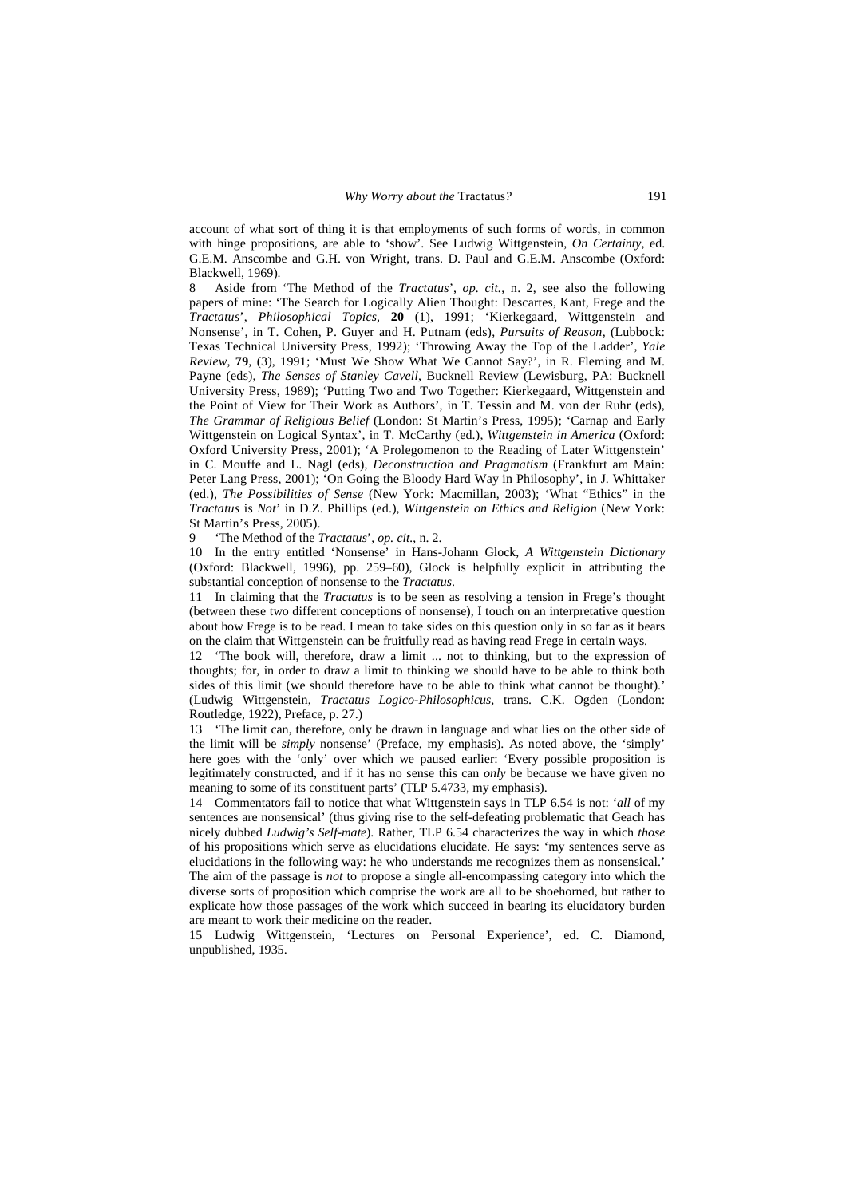account of what sort of thing it is that employments of such forms of words, in common with hinge propositions, are able to 'show'. See Ludwig Wittgenstein, *On Certainty*, ed. G.E.M. Anscombe and G.H. von Wright, trans. D. Paul and G.E.M. Anscombe (Oxford: Blackwell, 1969).

8 Aside from 'The Method of the *Tractatus*', *op. cit.*, n. 2, see also the following papers of mine: 'The Search for Logically Alien Thought: Descartes, Kant, Frege and the *Tractatus*', *Philosophical Topics*, **20** (1), 1991; 'Kierkegaard, Wittgenstein and Nonsense', in T. Cohen, P. Guyer and H. Putnam (eds), *Pursuits of Reason*, (Lubbock: Texas Technical University Press, 1992); 'Throwing Away the Top of the Ladder', *Yale Review*, **79**, (3), 1991; 'Must We Show What We Cannot Say?', in R. Fleming and M. Payne (eds), *The Senses of Stanley Cavell*, Bucknell Review (Lewisburg, PA: Bucknell University Press, 1989); 'Putting Two and Two Together: Kierkegaard, Wittgenstein and the Point of View for Their Work as Authors', in T. Tessin and M. von der Ruhr (eds), *The Grammar of Religious Belief* (London: St Martin's Press, 1995); 'Carnap and Early Wittgenstein on Logical Syntax', in T. McCarthy (ed.), *Wittgenstein in America* (Oxford: Oxford University Press, 2001); 'A Prolegomenon to the Reading of Later Wittgenstein' in C. Mouffe and L. Nagl (eds), *Deconstruction and Pragmatism* (Frankfurt am Main: Peter Lang Press, 2001); 'On Going the Bloody Hard Way in Philosophy', in J. Whittaker (ed.), *The Possibilities of Sense* (New York: Macmillan, 2003); 'What "Ethics" in the *Tractatus* is *Not*' in D.Z. Phillips (ed.), *Wittgenstein on Ethics and Religion* (New York: St Martin's Press, 2005).

9 'The Method of the *Tractatus*', *op. cit.*, n. 2.

10 In the entry entitled 'Nonsense' in Hans-Johann Glock, *A Wittgenstein Dictionary* (Oxford: Blackwell, 1996), pp. 259–60), Glock is helpfully explicit in attributing the substantial conception of nonsense to the *Tractatus*.

11 In claiming that the *Tractatus* is to be seen as resolving a tension in Frege's thought (between these two different conceptions of nonsense), I touch on an interpretative question about how Frege is to be read. I mean to take sides on this question only in so far as it bears on the claim that Wittgenstein can be fruitfully read as having read Frege in certain ways.

12 'The book will, therefore, draw a limit ... not to thinking, but to the expression of thoughts; for, in order to draw a limit to thinking we should have to be able to think both sides of this limit (we should therefore have to be able to think what cannot be thought).' (Ludwig Wittgenstein, *Tractatus Logico-Philosophicus*, trans. C.K. Ogden (London: Routledge, 1922), Preface, p. 27.)

13 'The limit can, therefore, only be drawn in language and what lies on the other side of the limit will be *simply* nonsense' (Preface, my emphasis). As noted above, the 'simply' here goes with the 'only' over which we paused earlier: 'Every possible proposition is legitimately constructed, and if it has no sense this can *only* be because we have given no meaning to some of its constituent parts' (TLP 5.4733, my emphasis).

14 Commentators fail to notice that what Wittgenstein says in TLP 6.54 is not: '*all* of my sentences are nonsensical' (thus giving rise to the self-defeating problematic that Geach has nicely dubbed *Ludwig's Self-mate*). Rather, TLP 6.54 characterizes the way in which *those* of his propositions which serve as elucidations elucidate. He says: 'my sentences serve as elucidations in the following way: he who understands me recognizes them as nonsensical.' The aim of the passage is *not* to propose a single all-encompassing category into which the diverse sorts of proposition which comprise the work are all to be shoehorned, but rather to explicate how those passages of the work which succeed in bearing its elucidatory burden are meant to work their medicine on the reader.

15 Ludwig Wittgenstein, 'Lectures on Personal Experience', ed. C. Diamond, unpublished, 1935.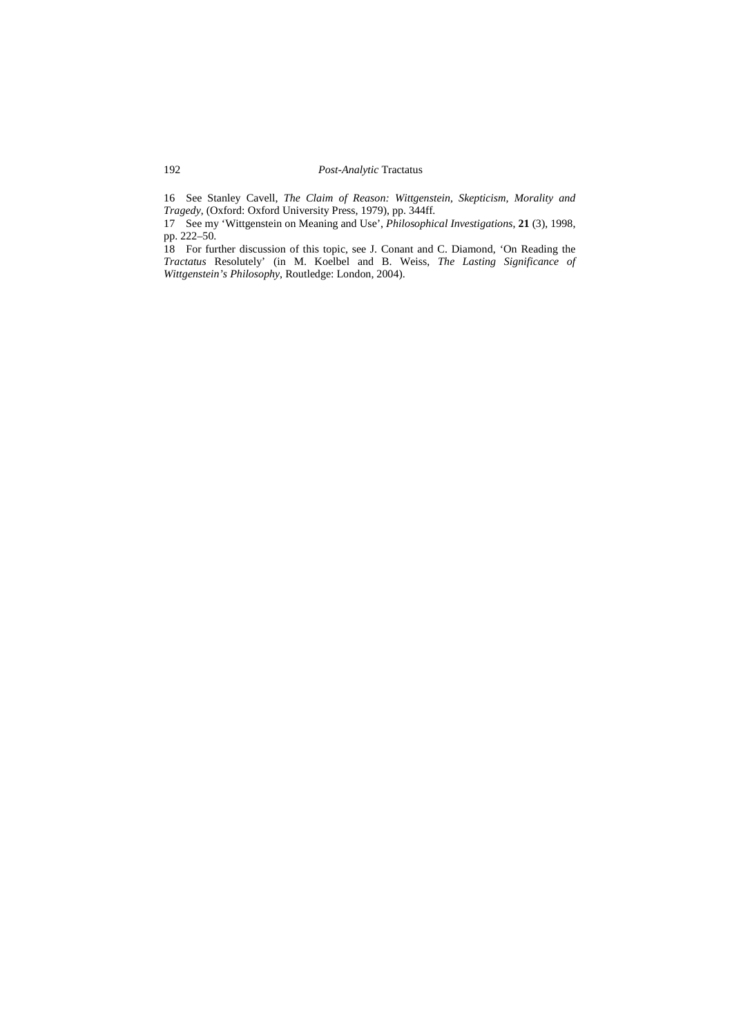16 See Stanley Cavell, *The Claim of Reason: Wittgenstein, Skepticism, Morality and Tragedy*, (Oxford: Oxford University Press, 1979), pp. 344ff.

17 See my 'Wittgenstein on Meaning and Use', *Philosophical Investigations*, **21** (3), 1998, pp. 222–50.

18 For further discussion of this topic, see J. Conant and C. Diamond, 'On Reading the *Tractatus* Resolutely' (in M. Koelbel and B. Weiss, *The Lasting Significance of Wittgenstein's Philosophy*, Routledge: London, 2004).